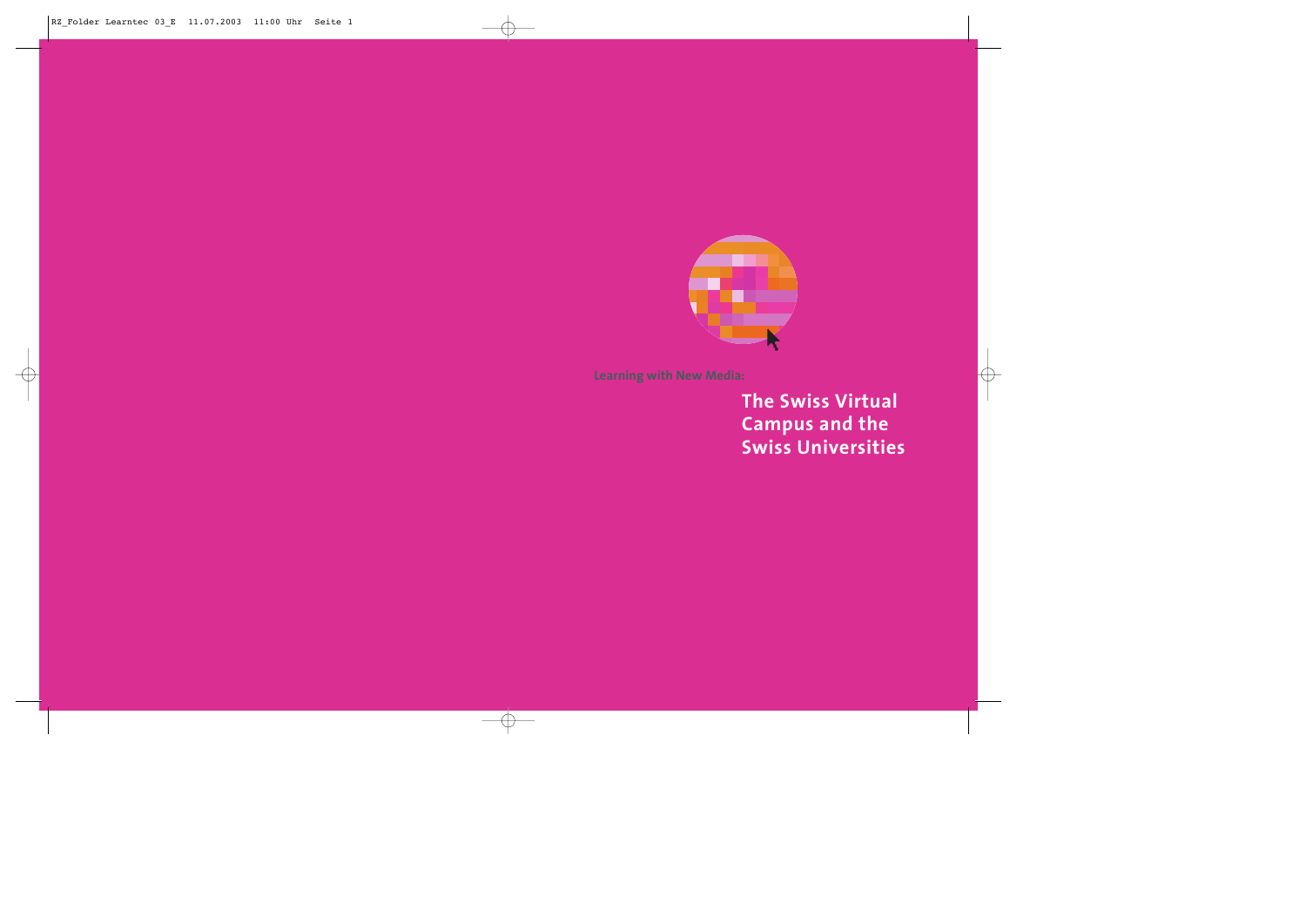**Learning with New Media:**

# The Swiss Virtual Campus and the Swiss Universities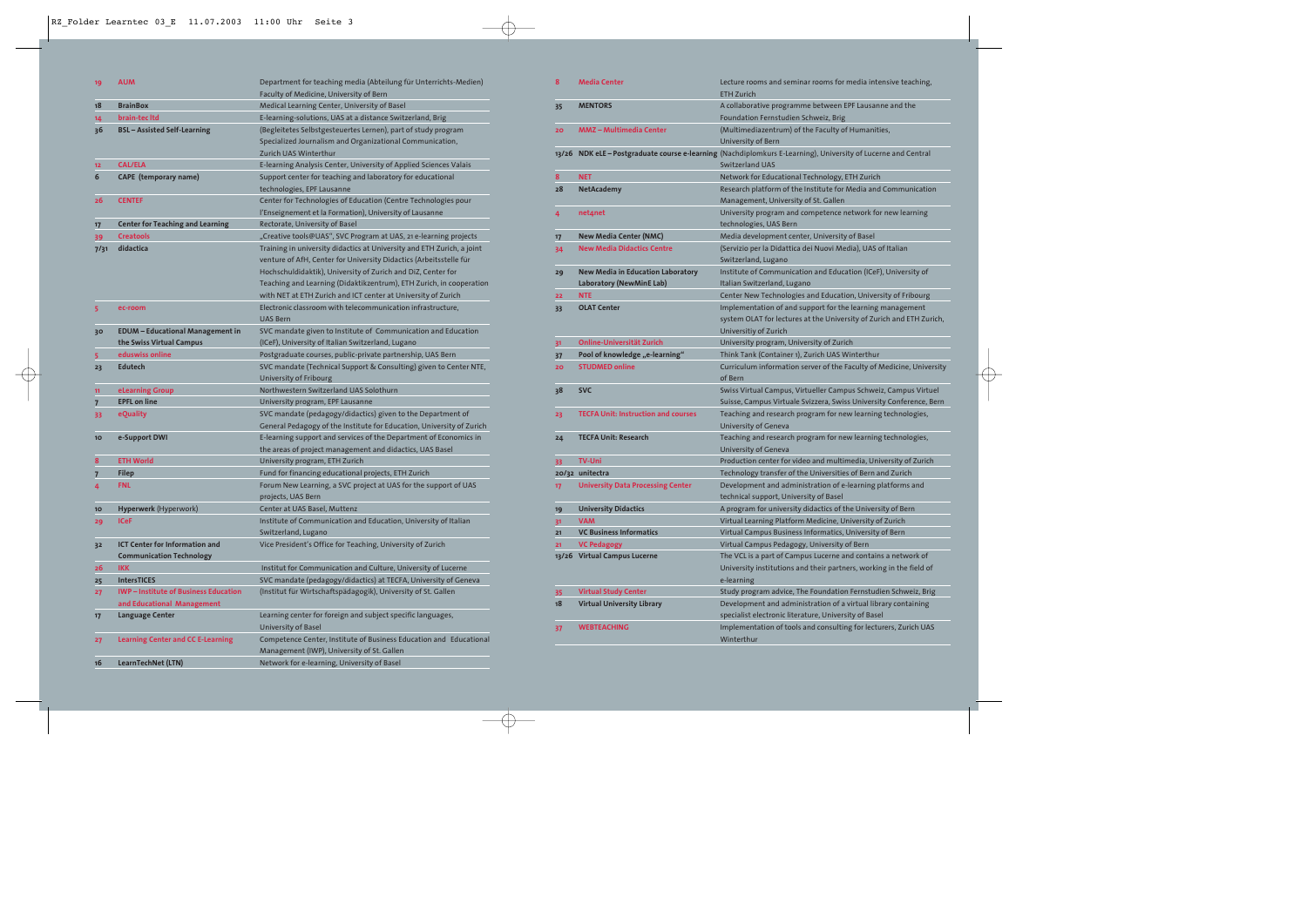| | | |
|---|---|---|
| 19 | AUM | Department for teaching media (Abteilung für Unterrichts-Medien) Faculty of Medicine, University of Bern |
| 18 | **BrainBox** | Medical Learning Center, University of Basel |
| 14 | brain-tec ltd | E-learning-solutions, UAS at a distance Switzerland, Brig |
| 36 | **BSL – Assisted Self-Learning** | (Begleitetes Selbstgesteuertes Lernen), part of study program Specialized Journalism and Organizational Communication, Zurich UAS Winterthur |
| 12 | CAL/ELA | E-learning Analysis Center, University of Applied Sciences Valais |
| 6 | **CAPE (temporary name)** | Support center for teaching and laboratory for educational technologies, EPF Lausanne |
| 26 | CENTEF | Center for Technologies of Education (Centre Technologies pour l'Enseignement et la Formation), University of Lausanne |
| 17 | **Center for Teaching and Learning** | Rectorate, University of Basel |
| 39 | Creatools | „Creative tools@UAS", SVC Program at UAS, 21 e-learning projects |
| 7/31 | **didactica** | Training in university didactics at University and ETH Zurich, a joint venture of AfH, Center for University Didactics (Arbeitsstelle für Hochschuldidaktik), University of Zurich and DiZ, Center for Teaching and Learning (Didaktikzentrum), ETH Zurich, in cooperation with NET at ETH Zurich and ICT center at University of Zurich |
| 5 | ec-room | Electronic classroom with telecommunication infrastructure, UAS Bern |
| 30 | **EDUM – Educational Management in the Swiss Virtual Campus** | SVC mandate given to Institute of Communication and Education (ICeF), University of Italian Switzerland, Lugano |
| 5 | eduswiss online | Postgraduate courses, public-private partnership, UAS Bern |
| 23 | **Edutech** | SVC mandate (Technical Support & Consulting) given to Center NTE, University of Fribourg |
| 11 | eLearning Group | Northwestern Switzerland UAS Solothurn |
| 7 | **EPFL on line** | University program, EPF Lausanne |
| 33 | eQuality | SVC mandate (pedagogy/didactics) given to the Department of General Pedagogy of the Institute for Education, University of Zurich |
| 10 | **e-Support DWI** | E-learning support and services of the Department of Economics in the areas of project management and didactics, UAS Basel |
| 8 | ETH World | University program, ETH Zurich |
| 7 | **Filep** | Fund for financing educational projects, ETH Zurich |
| 4 | FNL | Forum New Learning, a SVC project at UAS for the support of UAS projects, UAS Bern |
| 10 | **Hyperwerk** (Hyperwork) | Center at UAS Basel, Muttenz |
| 29 | ICeF | Institute of Communication and Education, University of Italian Switzerland, Lugano |
| 32 | **ICT Center for Information and Communication Technology** | Vice President's Office for Teaching, University of Zurich |
| 26 | IKK | Institut for Communication and Culture, University of Lucerne |
| 25 | **InterSTICES** | SVC mandate (pedagogy/didactics) at TECFA, University of Geneva |
| 27 | IWP – Institute of Business Education and Educational Management | (Institut für Wirtschaftspädagogik), University of St. Gallen |
| 17 | **Language Center** | Learning center for foreign and subject specific languages, University of Basel |
| 27 | Learning Center and CC E-Learning | Competence Center, Institute of Business Education and Educational Management (IWP), University of St. Gallen |
| 16 | **LearnTechNet (LTN)** | Network for e-learning, University of Basel |
| 8 | Media Center | Lecture rooms and seminar rooms for media intensive teaching, ETH Zurich |
| 35 | **MENTORS** | A collaborative programme between EPF Lausanne and the Foundation Fernstudien Schweiz, Brig |
| 20 | MMZ – Multimedia Center | (Multimediazentrum) of the Faculty of Humanities, University of Bern |
| 13/26 | **NDK eLE – Postgraduate course e-learning** | (Nachdiplomkurs E-Learning), University of Lucerne and Central Switzerland UAS |
| 8 | NET | Network for Educational Technology, ETH Zurich |
| 28 | **NetAcademy** | Research platform of the Institute for Media and Communication Management, University of St. Gallen |
| 4 | net4net | University program and competence network for new learning technologies, UAS Bern |
| 17 | **New Media Center (NMC)** | Media development center, University of Basel |
| 34 | New Media Didactics Centre | (Servizio per la Didattica dei Nuovi Media), UAS of Italian Switzerland, Lugano |
| 29 | **New Media in Education Laboratory (NewMinE Lab)** | Institute of Communication and Education (ICeF), University of Italian Switzerland, Lugano |
| 22 | NTE | Center New Technologies and Education, University of Fribourg |
| 33 | **OLAT Center** | Implementation of and support for the learning management system OLAT for lectures at the University of Zurich and ETH Zurich, Universitiy of Zurich |
| 31 | Online-Universität Zurich | University program, University of Zurich |
| 37 | **Pool of knowledge „e-learning"** | Think Tank (Container 1), Zurich UAS Winterthur |
| 20 | STUDMED online | Curriculum information server of the Faculty of Medicine, University of Bern |
| 38 | **SVC** | Swiss Virtual Campus, Virtueller Campus Schweiz, Campus Virtuel Suisse, Campus Virtuale Svizzera, Swiss University Conference, Bern |
| 23 | TECFA Unit: Instruction and courses | Teaching and research program for new learning technologies, University of Geneva |
| 24 | **TECFA Unit: Research** | Teaching and research program for new learning technologies, University of Geneva |
| 33 | TV-Uni | Production center for video and multimedia, University of Zurich |
| 20/32 | **unitectra** | Technology transfer of the Universities of Bern and Zurich |
| 17 | University Data Processing Center | Development and administration of e-learning platforms and technical support, University of Basel |
| 19 | **University Didactics** | A program for university didactics of the University of Bern |
| 31 | VAM | Virtual Learning Platform Medicine, University of Zurich |
| 21 | **VC Business Informatics** | Virtual Campus Business Informatics, University of Bern |
| 21 | VC Pedagogy | Virtual Campus Pedagogy, University of Bern |
| 13/26 | **Virtual Campus Lucerne** | The VCL is a part of Campus Lucerne and contains a network of University institutions and their partners, working in the field of e-learning |
| 35 | Virtual Study Center | Study program advice, The Foundation Fernstudien Schweiz, Brig |
| 18 | **Virtual University Library** | Development and administration of a virtual library containing specialist electronic literature, University of Basel |
| 37 | WEBTEACHING | Implementation of tools and consulting for lecturers, Zurich UAS Winterthur |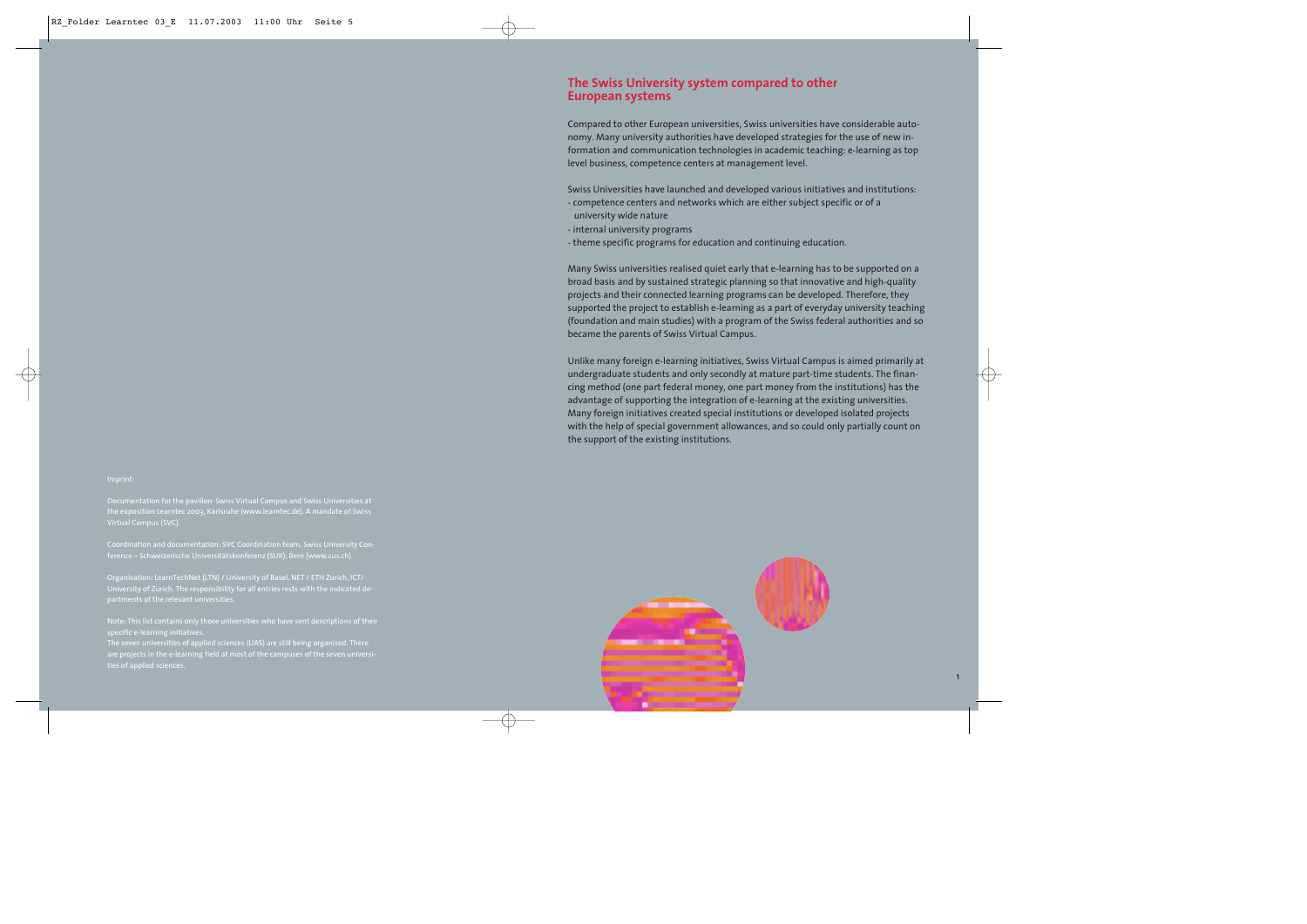## The Swiss University system compared to other European systems

Compared to other European universities, Swiss universities have considerable autonomy. Many university authorities have developed strategies for the use of new information and communication technologies in academic teaching: e-learning as top level business, competence centers at management level.

Swiss Universities have launched and developed various initiatives and institutions:

- competence centers and networks which are either subject specific or of a university wide nature
- internal university programs
- theme specific programs for education and continuing education.

Many Swiss universities realised quiet early that e-learning has to be supported on a broad basis and by sustained strategic planning so that innovative and high-quality projects and their connected learning programs can be developed. Therefore, they supported the project to establish e-learning as a part of everyday university teaching (foundation and main studies) with a program of the Swiss federal authorities and so became the parents of Swiss Virtual Campus.

Unlike many foreign e-learning initiatives, Swiss Virtual Campus is aimed primarily at undergraduate students and only secondly at mature part-time students. The financing method (one part federal money, one part money from the institutions) has the advantage of supporting the integration of e-learning at the existing universities. Many foreign initiatives created special institutions or developed isolated projects with the help of special government allowances, and so could only partially count on the support of the existing institutions.

Imprint:

Documentation for the pavillon Swiss Virtual Campus and Swiss Universities at the exposition Learntec 2003, Karlsruhe (www.learntec.de). A mandate of Swiss Virtual Campus (SVC).

Coordination and documentation: SVC Coordination team, Swiss University Conference – Schweizerische Universitätskonferenz (SUK), Bern (www.cus.ch).

Organisation: LearnTechNet (LTN) / University of Basel, NET / ETH Zurich, ICT/ University of Zurich. The responsibility for all entries rests with the indicated departments of the relevant universities.

Note: This list contains only those universities who have sent descriptions of their specific e-learning initiatives.
The seven universities of applied sciences (UAS) are still being organised. There are projects in the e-learning field at most of the campuses of the seven universities of applied sciences.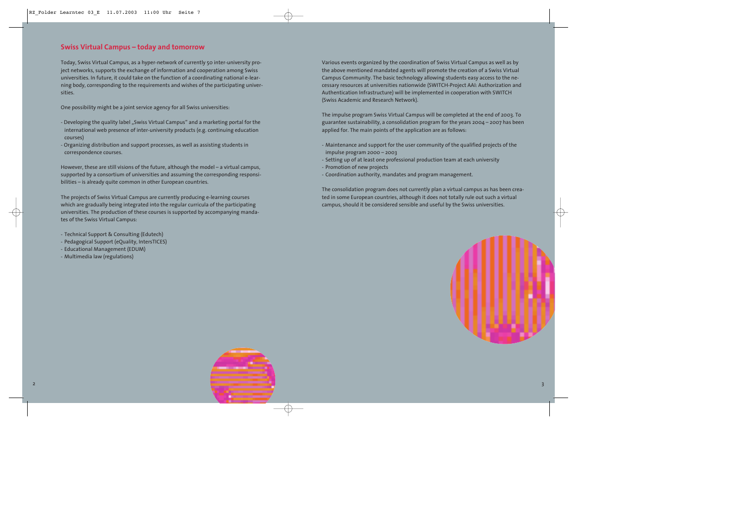## Swiss Virtual Campus – today and tomorrow

Today, Swiss Virtual Campus, as a hyper-network of currently 50 inter-university project networks, supports the exchange of information and cooperation among Swiss universities. In future, it could take on the function of a coordinating national e-learning body, corresponding to the requirements and wishes of the participating universities.

One possibility might be a joint service agency for all Swiss universities:

- Developing the quality label „Swiss Virtual Campus" and a marketing portal for the international web presence of inter-university products (e.g. continuing education courses)
- Organizing distribution and support processes, as well as assisting students in correspondence courses.

However, these are still visions of the future, although the model – a virtual campus, supported by a consortium of universities and assuming the corresponding responsibilities – is already quite common in other European countries.

The projects of Swiss Virtual Campus are currently producing e-learning courses which are gradually being integrated into the regular curricula of the participating universities. The production of these courses is supported by accompanying mandates of the Swiss Virtual Campus:

- Technical Support & Consulting (Edutech)
- Pedagogical Support (eQuality, IntersTICES)
- Educational Management (EDUM)
- Multimedia law (regulations)

Various events organized by the coordination of Swiss Virtual Campus as well as by the above mentioned mandated agents will promote the creation of a Swiss Virtual Campus Community. The basic technology allowing students easy access to the necessary resources at universities nationwide (SWITCH-Project AAI: Authorization and Authentication Infrastructure) will be implemented in cooperation with SWITCH (Swiss Academic and Research Network).

The impulse program Swiss Virtual Campus will be completed at the end of 2003. To guarantee sustainability, a consolidation program for the years 2004 – 2007 has been applied for. The main points of the application are as follows:

- Maintenance and support for the user community of the qualified projects of the impulse program 2000 – 2003
- Setting up of at least one professional production team at each university
- Promotion of new projects
- Coordination authority, mandates and program management.

The consolidation program does not currently plan a virtual campus as has been created in some European countries, although it does not totally rule out such a virtual campus, should it be considered sensible and useful by the Swiss universities.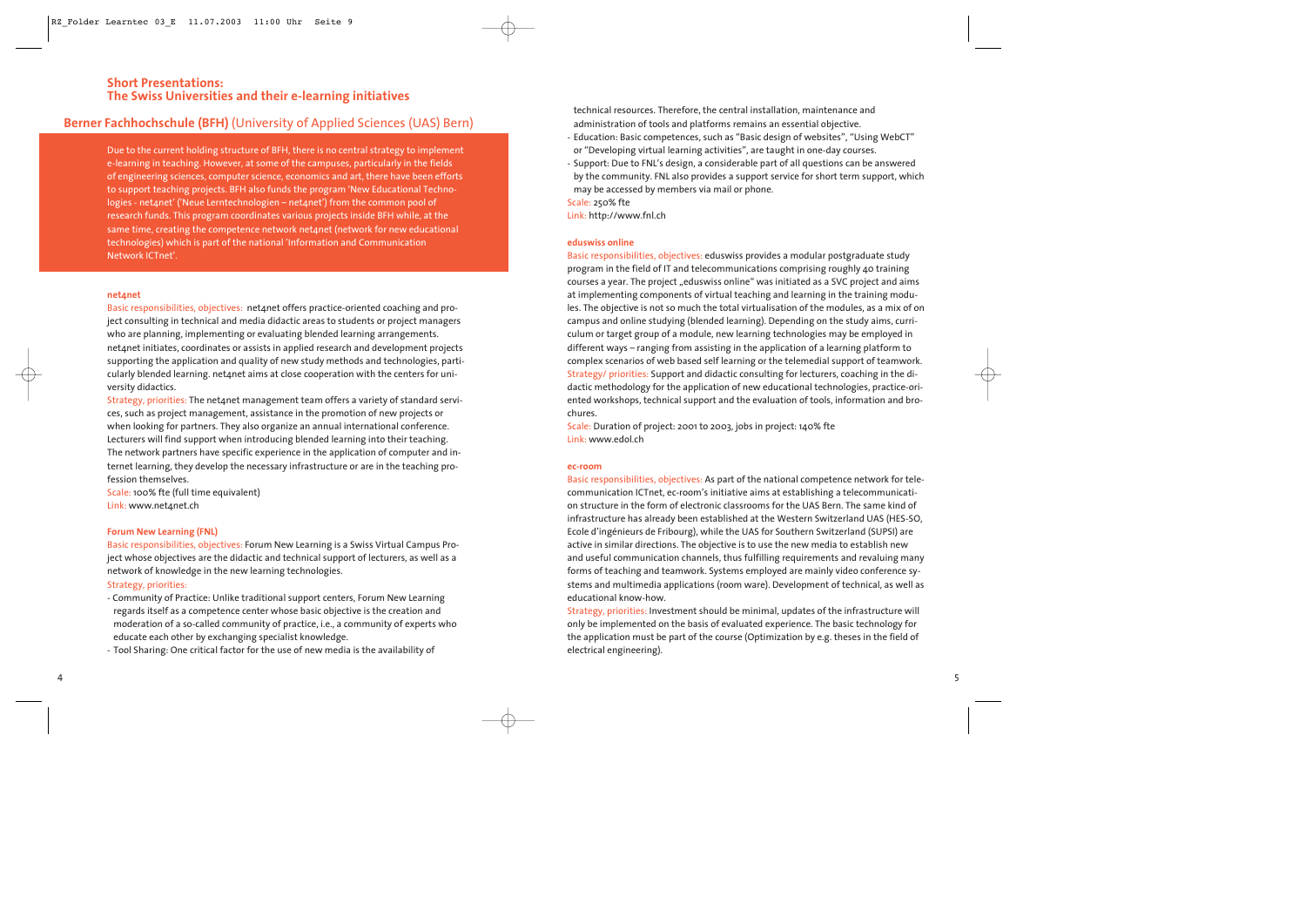## Short Presentations: The Swiss Universities and their e-learning initiatives

## Berner Fachhochschule (BFH) (University of Applied Sciences (UAS) Bern)

Due to the current holding structure of BFH, there is no central strategy to implement e-learning in teaching. However, at some of the campuses, particularly in the fields of engineering sciences, computer science, economics and art, there have been efforts to support teaching projects. BFH also funds the program 'New Educational Technologies - net4net' ('Neue Lerntechnologien – net4net') from the common pool of research funds. This program coordinates various projects inside BFH while, at the same time, creating the competence network net4net (network for new educational technologies) which is part of the national 'Information and Communication Network ICTnet'.

### net4net

Basic responsibilities, objectives: net4net offers practice-oriented coaching and project consulting in technical and media didactic areas to students or project managers who are planning, implementing or evaluating blended learning arrangements. net4net initiates, coordinates or assists in applied research and development projects supporting the application and quality of new study methods and technologies, particularly blended learning. net4net aims at close cooperation with the centers for university didactics.

Strategy, priorities: The net4net management team offers a variety of standard services, such as project management, assistance in the promotion of new projects or when looking for partners. They also organize an annual international conference. Lecturers will find support when introducing blended learning into their teaching. The network partners have specific experience in the application of computer and internet learning, they develop the necessary infrastructure or are in the teaching profession themselves.

Scale: 100% fte (full time equivalent)

Link: www.net4net.ch

### Forum New Learning (FNL)

Basic responsibilities, objectives: Forum New Learning is a Swiss Virtual Campus Project whose objectives are the didactic and technical support of lecturers, as well as a network of knowledge in the new learning technologies.

Strategy, priorities:

- Community of Practice: Unlike traditional support centers, Forum New Learning regards itself as a competence center whose basic objective is the creation and moderation of a so-called community of practice, i.e., a community of experts who educate each other by exchanging specialist knowledge.
- Tool Sharing: One critical factor for the use of new media is the availability of technical resources. Therefore, the central installation, maintenance and administration of tools and platforms remains an essential objective.
- Education: Basic competences, such as "Basic design of websites", "Using WebCT" or "Developing virtual learning activities", are taught in one-day courses.
- Support: Due to FNL's design, a considerable part of all questions can be answered by the community. FNL also provides a support service for short term support, which may be accessed by members via mail or phone.

Scale: 250% fte

Link: http://www.fnl.ch

### eduswiss online

Basic responsibilities, objectives: eduswiss provides a modular postgraduate study program in the field of IT and telecommunications comprising roughly 40 training courses a year. The project „eduswiss online" was initiated as a SVC project and aims at implementing components of virtual teaching and learning in the training modules. The objective is not so much the total virtualisation of the modules, as a mix of on campus and online studying (blended learning). Depending on the study aims, curriculum or target group of a module, new learning technologies may be employed in different ways – ranging from assisting in the application of a learning platform to complex scenarios of web based self learning or the telemedial support of teamwork.

Strategy/ priorities: Support and didactic consulting for lecturers, coaching in the didactic methodology for the application of new educational technologies, practice-oriented workshops, technical support and the evaluation of tools, information and brochures.

Scale: Duration of project: 2001 to 2003, jobs in project: 140% fte

Link: www.edol.ch

### ec-room

Basic responsibilities, objectives: As part of the national competence network for telecommunication ICTnet, ec-room's initiative aims at establishing a telecommunication structure in the form of electronic classrooms for the UAS Bern. The same kind of infrastructure has already been established at the Western Switzerland UAS (HES-SO, Ecole d'ingénieurs de Fribourg), while the UAS for Southern Switzerland (SUPSI) are active in similar directions. The objective is to use the new media to establish new and useful communication channels, thus fulfilling requirements and revaluing many forms of teaching and teamwork. Systems employed are mainly video conference systems and multimedia applications (room ware). Development of technical, as well as educational know-how.

Strategy, priorities: Investment should be minimal, updates of the infrastructure will only be implemented on the basis of evaluated experience. The basic technology for the application must be part of the course (Optimization by e.g. theses in the field of electrical engineering).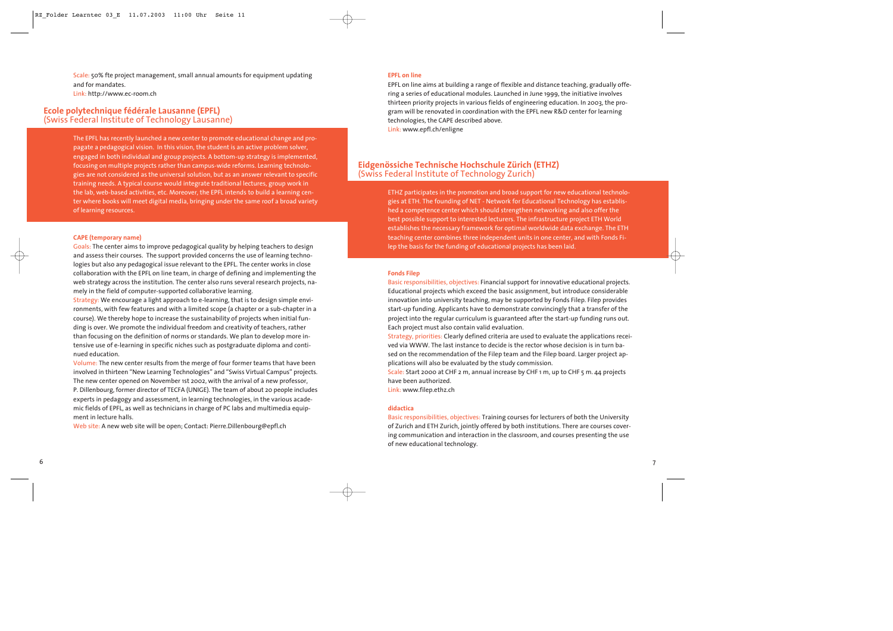Scale: 50% fte project management, small annual amounts for equipment updating and for mandates.
Link: http://www.ec-room.ch

## Ecole polytechnique fédérale Lausanne (EPFL)
(Swiss Federal Institute of Technology Lausanne)

The EPFL has recently launched a new center to promote educational change and propagate a pedagogical vision. In this vision, the student is an active problem solver, engaged in both individual and group projects. A bottom-up strategy is implemented, focusing on multiple projects rather than campus-wide reforms. Learning technologies are not considered as the universal solution, but as an answer relevant to specific training needs. A typical course would integrate traditional lectures, group work in the lab, web-based activities, etc. Moreover, the EPFL intends to build a learning center where books will meet digital media, bringing under the same roof a broad variety of learning resources.

#### CAPE (temporary name)

Goals: The center aims to improve pedagogical quality by helping teachers to design and assess their courses. The support provided concerns the use of learning technologies but also any pedagogical issue relevant to the EPFL. The center works in close collaboration with the EPFL on line team, in charge of defining and implementing the web strategy across the institution. The center also runs several research projects, namely in the field of computer-supported collaborative learning.

Strategy: We encourage a light approach to e-learning, that is to design simple environments, with few features and with a limited scope (a chapter or a sub-chapter in a course). We thereby hope to increase the sustainability of projects when initial funding is over. We promote the individual freedom and creativity of teachers, rather than focusing on the definition of norms or standards. We plan to develop more intensive use of e-learning in specific niches such as postgraduate diploma and continued education.

Volume: The new center results from the merge of four former teams that have been involved in thirteen "New Learning Technologies" and "Swiss Virtual Campus" projects. The new center opened on November 1st 2002, with the arrival of a new professor, P. Dillenbourg, former director of TECFA (UNIGE). The team of about 20 people includes experts in pedagogy and assessment, in learning technologies, in the various academic fields of EPFL, as well as technicians in charge of PC labs and multimedia equipment in lecture halls.

Web site: A new web site will be open; Contact: Pierre.Dillenbourg@epfl.ch

#### EPFL on line

EPFL on line aims at building a range of flexible and distance teaching, gradually offering a series of educational modules. Launched in June 1999, the initiative involves thirteen priority projects in various fields of engineering education. In 2003, the program will be renovated in coordination with the EPFL new R&D center for learning technologies, the CAPE described above.
Link: www.epfl.ch/enligne

## Eidgenössiche Technische Hochschule Zürich (ETHZ)
(Swiss Federal Institute of Technology Zurich)

ETHZ participates in the promotion and broad support for new educational technologies at ETH. The founding of NET - Network for Educational Technology has established a competence center which should strengthen networking and also offer the best possible support to interested lecturers. The infrastructure project ETH World establishes the necessary framework for optimal worldwide data exchange. The ETH teaching center combines three independent units in one center, and with Fonds Filep the basis for the funding of educational projects has been laid.

#### Fonds Filep

Basic responsibilities, objectives: Financial support for innovative educational projects. Educational projects which exceed the basic assignment, but introduce considerable innovation into university teaching, may be supported by Fonds Filep. Filep provides start-up funding. Applicants have to demonstrate convincingly that a transfer of the project into the regular curriculum is guaranteed after the start-up funding runs out. Each project must also contain valid evaluation.

Strategy, priorities: Clearly defined criteria are used to evaluate the applications received via WWW. The last instance to decide is the rector whose decision is in turn based on the recommendation of the Filep team and the Filep board. Larger project applications will also be evaluated by the study commission.

Scale: Start 2000 at CHF 2 m, annual increase by CHF 1 m, up to CHF 5 m. 44 projects have been authorized.
Link: www.filep.ethz.ch

#### didactica

Basic responsibilities, objectives: Training courses for lecturers of both the University of Zurich and ETH Zurich, jointly offered by both institutions. There are courses covering communication and interaction in the classroom, and courses presenting the use of new educational technology.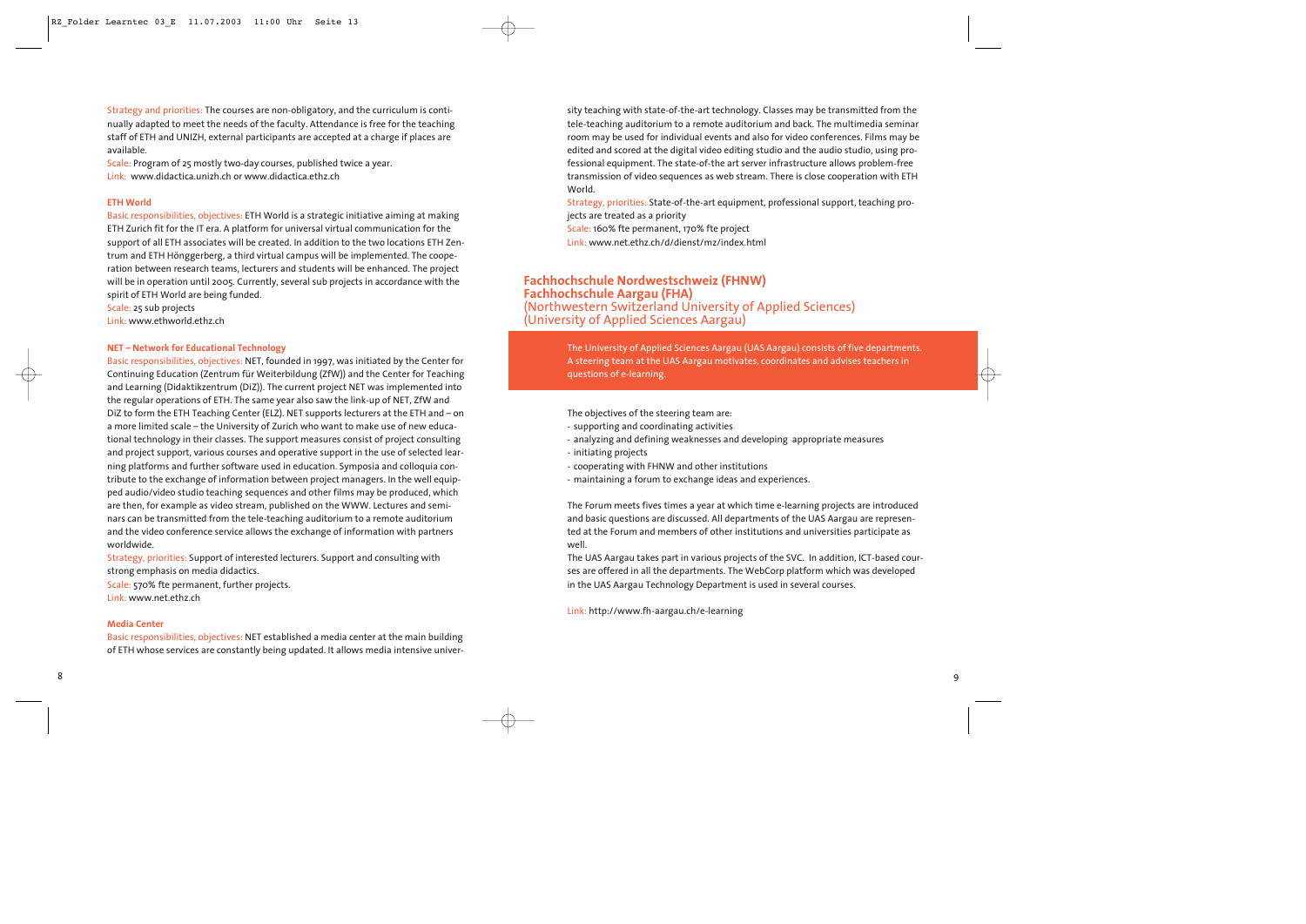Strategy and priorities: The courses are non-obligatory, and the curriculum is continually adapted to meet the needs of the faculty. Attendance is free for the teaching staff of ETH and UNIZH, external participants are accepted at a charge if places are available.

Scale: Program of 25 mostly two-day courses, published twice a year.

Link: www.didactica.unizh.ch or www.didactica.ethz.ch

**ETH World**

Basic responsibilities, objectives: ETH World is a strategic initiative aiming at making ETH Zurich fit for the IT era. A platform for universal virtual communication for the support of all ETH associates will be created. In addition to the two locations ETH Zentrum and ETH Hönggerberg, a third virtual campus will be implemented. The cooperation between research teams, lecturers and students will be enhanced. The project will be in operation until 2005. Currently, several sub projects in accordance with the spirit of ETH World are being funded.

Scale: 25 sub projects

Link: www.ethworld.ethz.ch

**NET – Network for Educational Technology**

Basic responsibilities, objectives: NET, founded in 1997, was initiated by the Center for Continuing Education (Zentrum für Weiterbildung (ZfW)) and the Center for Teaching and Learning (Didaktikzentrum (DiZ)). The current project NET was implemented into the regular operations of ETH. The same year also saw the link-up of NET, ZfW and DiZ to form the ETH Teaching Center (ELZ). NET supports lecturers at the ETH and – on a more limited scale – the University of Zurich who want to make use of new educational technology in their classes. The support measures consist of project consulting and project support, various courses and operative support in the use of selected learning platforms and further software used in education. Symposia and colloquia contribute to the exchange of information between project managers. In the well equipped audio/video studio teaching sequences and other films may be produced, which are then, for example as video stream, published on the WWW. Lectures and seminars can be transmitted from the tele-teaching auditorium to a remote auditorium and the video conference service allows the exchange of information with partners worldwide.

Strategy, priorities: Support of interested lecturers. Support and consulting with strong emphasis on media didactics.

Scale: 570% fte permanent, further projects.

Link: www.net.ethz.ch

**Media Center**

Basic responsibilities, objectives: NET established a media center at the main building of ETH whose services are constantly being updated. It allows media intensive university teaching with state-of-the-art technology. Classes may be transmitted from the tele-teaching auditorium to a remote auditorium and back. The multimedia seminar room may be used for individual events and also for video conferences. Films may be edited and scored at the digital video editing studio and the audio studio, using professional equipment. The state-of-the art server infrastructure allows problem-free transmission of video sequences as web stream. There is close cooperation with ETH World.

Strategy, priorities: State-of-the-art equipment, professional support, teaching projects are treated as a priority

Scale: 160% fte permanent, 170% fte project

Link: www.net.ethz.ch/d/dienst/mz/index.html

## Fachhochschule Nordwestschweiz (FHNW)
## Fachhochschule Aargau (FHA)
## (Northwestern Switzerland University of Applied Sciences) (University of Applied Sciences Aargau)

The University of Applied Sciences Aargau (UAS Aargau) consists of five departments. A steering team at the UAS Aargau motivates, coordinates and advises teachers in questions of e-learning.

The objectives of the steering team are:

- supporting and coordinating activities
- analyzing and defining weaknesses and developing appropriate measures
- initiating projects
- cooperating with FHNW and other institutions
- maintaining a forum to exchange ideas and experiences.

The Forum meets fives times a year at which time e-learning projects are introduced and basic questions are discussed. All departments of the UAS Aargau are represented at the Forum and members of other institutions and universities participate as well.

The UAS Aargau takes part in various projects of the SVC. In addition, ICT-based courses are offered in all the departments. The WebCorp platform which was developed in the UAS Aargau Technology Department is used in several courses.

Link: http://www.fh-aargau.ch/e-learning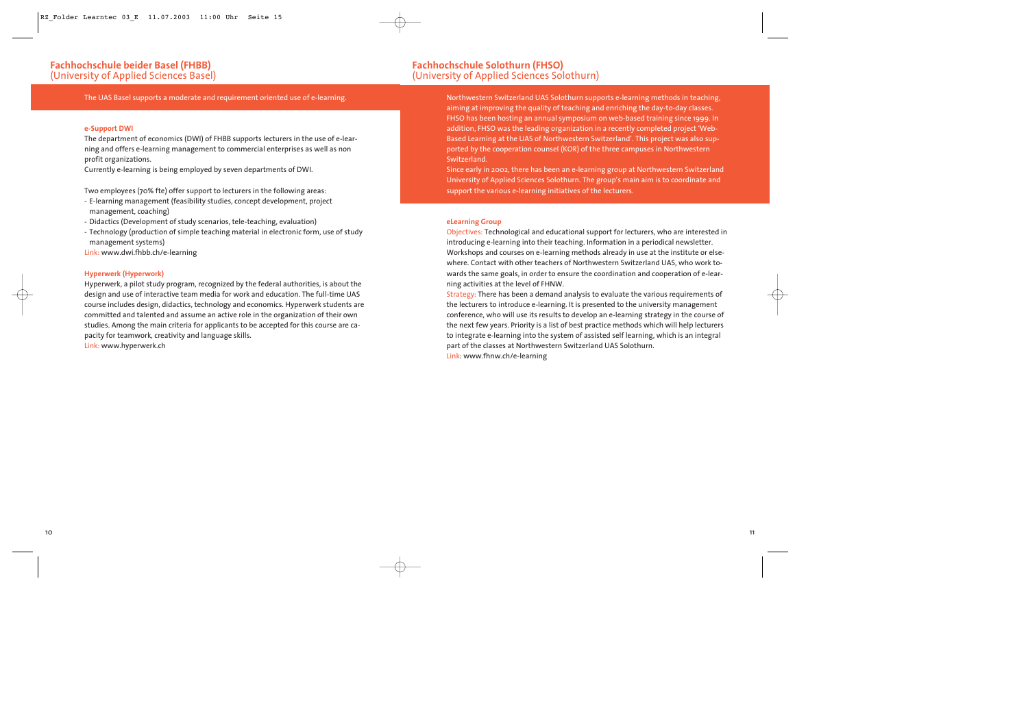## Fachhochschule beider Basel (FHBB)
(University of Applied Sciences Basel)

The UAS Basel supports a moderate and requirement oriented use of e-learning.

**e-Support DWI**

The department of economics (DWI) of FHBB supports lecturers in the use of e-learning and offers e-learning management to commercial enterprises as well as non profit organizations.
Currently e-learning is being employed by seven departments of DWI.

Two employees (70% fte) offer support to lecturers in the following areas:

- E-learning management (feasibility studies, concept development, project management, coaching)
- Didactics (Development of study scenarios, tele-teaching, evaluation)
- Technology (production of simple teaching material in electronic form, use of study management systems)

Link: www.dwi.fhbb.ch/e-learning

**Hyperwerk (Hyperwork)**

Hyperwerk, a pilot study program, recognized by the federal authorities, is about the design and use of interactive team media for work and education. The full-time UAS course includes design, didactics, technology and economics. Hyperwerk students are committed and talented and assume an active role in the organization of their own studies. Among the main criteria for applicants to be accepted for this course are capacity for teamwork, creativity and language skills.
Link: www.hyperwerk.ch

## Fachhochschule Solothurn (FHSO)
(University of Applied Sciences Solothurn)

Northwestern Switzerland UAS Solothurn supports e-learning methods in teaching, aiming at improving the quality of teaching and enriching the day-to-day classes. FHSO has been hosting an annual symposium on web-based training since 1999. In addition, FHSO was the leading organization in a recently completed project 'Web-Based Learning at the UAS of Northwestern Switzerland'. This project was also supported by the cooperation counsel (KOR) of the three campuses in Northwestern Switzerland.
Since early in 2002, there has been an e-learning group at Northwestern Switzerland University of Applied Sciences Solothurn. The group's main aim is to coordinate and support the various e-learning initiatives of the lecturers.

**eLearning Group**

Objectives: Technological and educational support for lecturers, who are interested in introducing e-learning into their teaching. Information in a periodical newsletter. Workshops and courses on e-learning methods already in use at the institute or elsewhere. Contact with other teachers of Northwestern Switzerland UAS, who work towards the same goals, in order to ensure the coordination and cooperation of e-learning activities at the level of FHNW.
Strategy: There has been a demand analysis to evaluate the various requirements of the lecturers to introduce e-learning. It is presented to the university management conference, who will use its results to develop an e-learning strategy in the course of the next few years. Priority is a list of best practice methods which will help lecturers to integrate e-learning into the system of assisted self learning, which is an integral part of the classes at Northwestern Switzerland UAS Solothurn.
Link: www.fhnw.ch/e-learning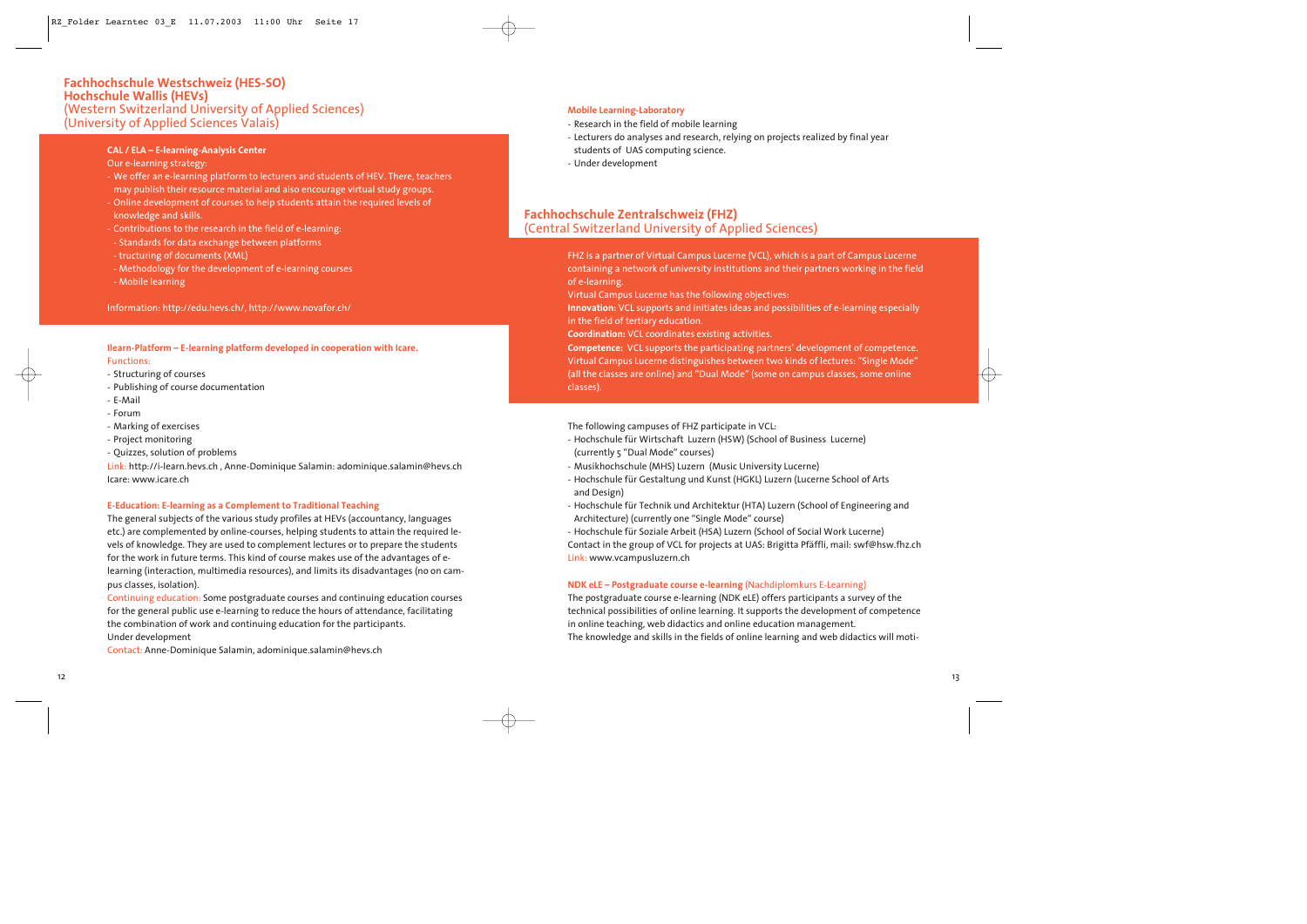## Fachhochschule Westschweiz (HES-SO)
## Hochschule Wallis (HEVs)
(Western Switzerland University of Applied Sciences)
(University of Applied Sciences Valais)

**CAL / ELA – E-learning-Analysis Center**

Our e-learning strategy:

- We offer an e-learning platform to lecturers and students of HEV. There, teachers may publish their resource material and also encourage virtual study groups.
- Online development of courses to help students attain the required levels of knowledge and skills.
- Contributions to the research in the field of e-learning:
  - Standards for data exchange between platforms
  - tructuring of documents (XML)
  - Methodology for the development of e-learning courses
  - Mobile learning

Information: http://edu.hevs.ch/, http://www.novafor.ch/

**Ilearn-Platform – E-learning platform developed in cooperation with Icare.**

Functions:

- Structuring of courses
- Publishing of course documentation
- E-Mail
- Forum
- Marking of exercises
- Project monitoring
- Quizzes, solution of problems

Link: http://i-learn.hevs.ch , Anne-Dominique Salamin: adominique.salamin@hevs.ch
Icare: www.icare.ch

**E-Education: E-learning as a Complement to Traditional Teaching**

The general subjects of the various study profiles at HEVs (accountancy, languages etc.) are complemented by online-courses, helping students to attain the required levels of knowledge. They are used to complement lectures or to prepare the students for the work in future terms. This kind of course makes use of the advantages of e-learning (interaction, multimedia resources), and limits its disadvantages (no on campus classes, isolation).

Continuing education: Some postgraduate courses and continuing education courses for the general public use e-learning to reduce the hours of attendance, facilitating the combination of work and continuing education for the participants.
Under development

Contact: Anne-Dominique Salamin, adominique.salamin@hevs.ch

**Mobile Learning-Laboratory**

- Research in the field of mobile learning
- Lecturers do analyses and research, relying on projects realized by final year students of UAS computing science.
- Under development

## Fachhochschule Zentralschweiz (FHZ)
(Central Switzerland University of Applied Sciences)

FHZ is a partner of Virtual Campus Lucerne (VCL), which is a part of Campus Lucerne containing a network of university institutions and their partners working in the field of e-learning.

Virtual Campus Lucerne has the following objectives:

**Innovation:** VCL supports and initiates ideas and possibilities of e-learning especially in the field of tertiary education.

**Coordination:** VCL coordinates existing activities.

**Competence:** VCL supports the participating partners' development of competence. Virtual Campus Lucerne distinguishes between two kinds of lectures: "Single Mode" (all the classes are online) and "Dual Mode" (some on campus classes, some online classes).

The following campuses of FHZ participate in VCL:

- Hochschule für Wirtschaft Luzern (HSW) (School of Business Lucerne) (currently 5 "Dual Mode" courses)
- Musikhochschule (MHS) Luzern (Music University Lucerne)
- Hochschule für Gestaltung und Kunst (HGKL) Luzern (Lucerne School of Arts and Design)
- Hochschule für Technik und Architektur (HTA) Luzern (School of Engineering and Architecture) (currently one "Single Mode" course)
- Hochschule für Soziale Arbeit (HSA) Luzern (School of Social Work Lucerne)

Contact in the group of VCL for projects at UAS: Brigitta Pfäffli, mail: swf@hsw.fhz.ch
Link: www.vcampusluzern.ch

**NDK eLE – Postgraduate course e-learning** (Nachdiplomkurs E-Learning)

The postgraduate course e-learning (NDK eLE) offers participants a survey of the technical possibilities of online learning. It supports the development of competence in online teaching, web didactics and online education management.
The knowledge and skills in the fields of online learning and web didactics will moti-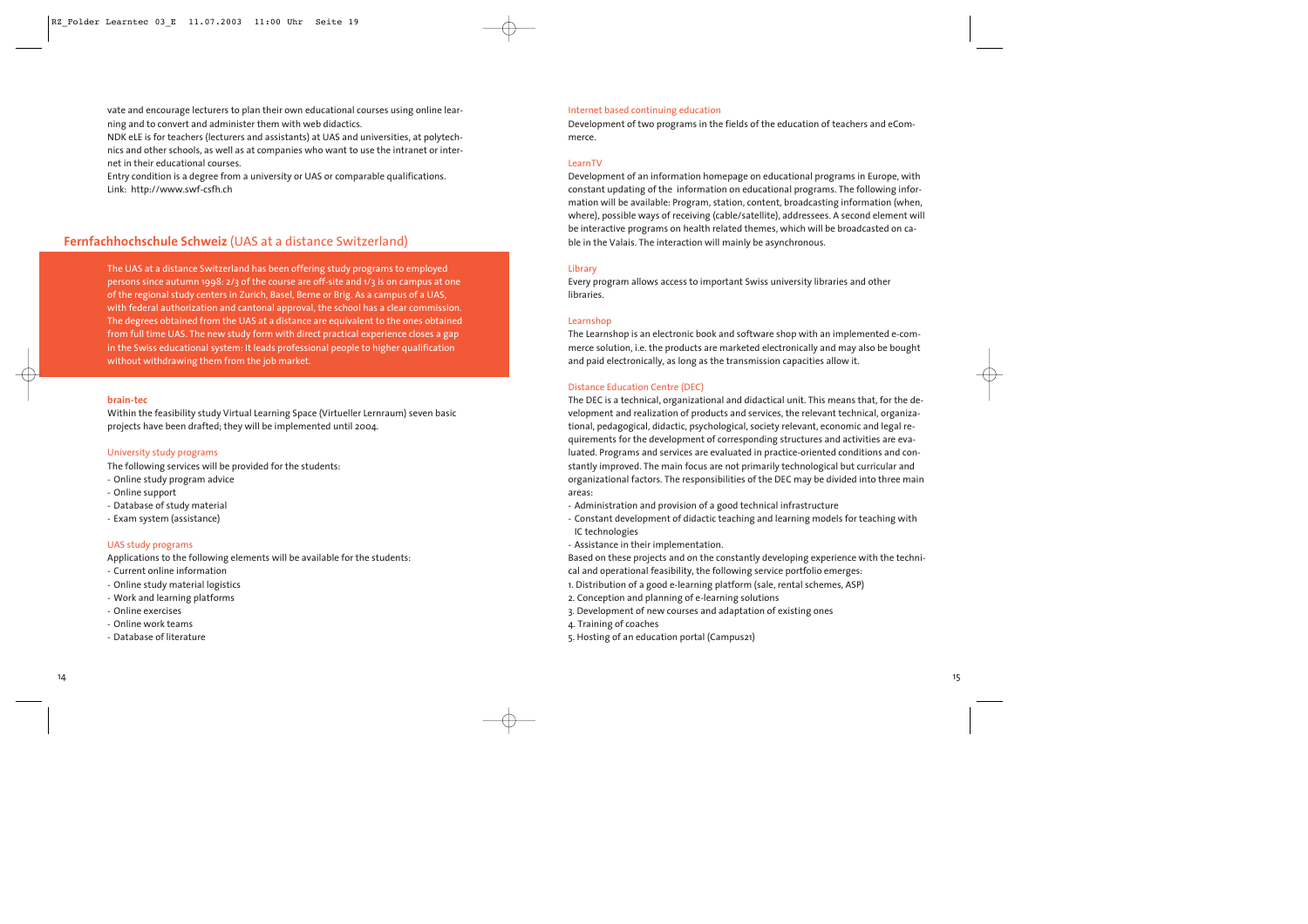vate and encourage lecturers to plan their own educational courses using online learning and to convert and administer them with web didactics.

NDK eLE is for teachers (lecturers and assistants) at UAS and universities, at polytechnics and other schools, as well as at companies who want to use the intranet or internet in their educational courses.

Entry condition is a degree from a university or UAS or comparable qualifications.
Link: http://www.swf-csfh.ch

## **Fernfachhochschule Schweiz** (UAS at a distance Switzerland)

The UAS at a distance Switzerland has been offering study programs to employed persons since autumn 1998: 2/3 of the course are off-site and 1/3 is on campus at one of the regional study centers in Zurich, Basel, Berne or Brig. As a campus of a UAS, with federal authorization and cantonal approval, the school has a clear commission. The degrees obtained from the UAS at a distance are equivalent to the ones obtained from full time UAS. The new study form with direct practical experience closes a gap in the Swiss educational system: It leads professional people to higher qualification without withdrawing them from the job market.

### **brain-tec**

Within the feasibility study Virtual Learning Space (Virtueller Lernraum) seven basic projects have been drafted; they will be implemented until 2004.

#### University study programs

The following services will be provided for the students:
- Online study program advice
- Online support
- Database of study material
- Exam system (assistance)

#### UAS study programs

Applications to the following elements will be available for the students:
- Current online information
- Online study material logistics
- Work and learning platforms
- Online exercises
- Online work teams
- Database of literature

#### Internet based continuing education

Development of two programs in the fields of the education of teachers and eCommerce.

#### LearnTV

Development of an information homepage on educational programs in Europe, with constant updating of the information on educational programs. The following information will be available: Program, station, content, broadcasting information (when, where), possible ways of receiving (cable/satellite), addressees. A second element will be interactive programs on health related themes, which will be broadcasted on cable in the Valais. The interaction will mainly be asynchronous.

#### Library

Every program allows access to important Swiss university libraries and other libraries.

#### Learnshop

The Learnshop is an electronic book and software shop with an implemented e-commerce solution, i.e. the products are marketed electronically and may also be bought and paid electronically, as long as the transmission capacities allow it.

#### Distance Education Centre (DEC)

The DEC is a technical, organizational and didactical unit. This means that, for the development and realization of products and services, the relevant technical, organizational, pedagogical, didactic, psychological, society relevant, economic and legal requirements for the development of corresponding structures and activities are evaluated. Programs and services are evaluated in practice-oriented conditions and constantly improved. The main focus are not primarily technological but curricular and organizational factors. The responsibilities of the DEC may be divided into three main areas:
- Administration and provision of a good technical infrastructure
- Constant development of didactic teaching and learning models for teaching with IC technologies
- Assistance in their implementation.

Based on these projects and on the constantly developing experience with the technical and operational feasibility, the following service portfolio emerges:
1. Distribution of a good e-learning platform (sale, rental schemes, ASP)
2. Conception and planning of e-learning solutions
3. Development of new courses and adaptation of existing ones
4. Training of coaches
5. Hosting of an education portal (Campus21)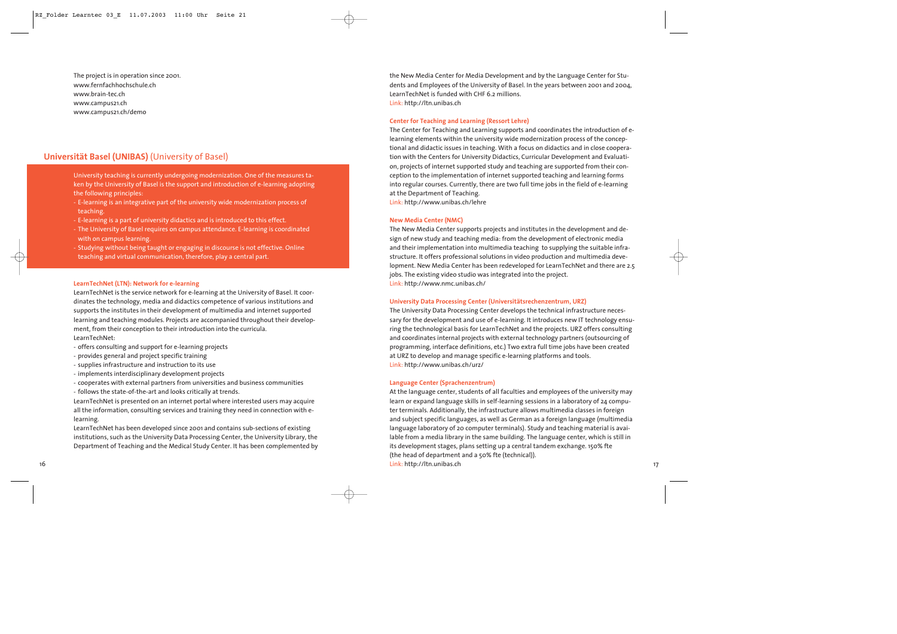The project is in operation since 2001.
www.fernfachhochschule.ch
www.brain-tec.ch
www.campus21.ch
www.campus21.ch/demo

## Universität Basel (UNIBAS) (University of Basel)

University teaching is currently undergoing modernization. One of the measures taken by the University of Basel is the support and introduction of e-learning adopting the following principles:

- E-learning is an integrative part of the university wide modernization process of teaching.
- E-learning is a part of university didactics and is introduced to this effect.
- The University of Basel requires on campus attendance. E-learning is coordinated with on campus learning.
- Studying without being taught or engaging in discourse is not effective. Online teaching and virtual communication, therefore, play a central part.

### LearnTechNet (LTN): Network for e-learning

LearnTechNet is the service network for e-learning at the University of Basel. It coordinates the technology, media and didactics competence of various institutions and supports the institutes in their development of multimedia and internet supported learning and teaching modules. Projects are accompanied throughout their development, from their conception to their introduction into the curricula.
LearnTechNet:

- offers consulting and support for e-learning projects
- provides general and project specific training
- supplies infrastructure and instruction to its use
- implements interdisciplinary development projects
- cooperates with external partners from universities and business communities
- follows the state-of-the-art and looks critically at trends.

LearnTechNet is presented on an internet portal where interested users may acquire all the information, consulting services and training they need in connection with e-learning.
LearnTechNet has been developed since 2001 and contains sub-sections of existing institutions, such as the University Data Processing Center, the University Library, the Department of Teaching and the Medical Study Center. It has been complemented by the New Media Center for Media Development and by the Language Center for Students and Employees of the University of Basel. In the years between 2001 and 2004, LearnTechNet is funded with CHF 6.2 millions.
Link: http://ltn.unibas.ch

### Center for Teaching and Learning (Ressort Lehre)

The Center for Teaching and Learning supports and coordinates the introduction of e-learning elements within the university wide modernization process of the conceptional and didactic issues in teaching. With a focus on didactics and in close cooperation with the Centers for University Didactics, Curricular Development and Evaluation, projects of internet supported study and teaching are supported from their conception to the implementation of internet supported teaching and learning forms into regular courses. Currently, there are two full time jobs in the field of e-learning at the Department of Teaching.
Link: http://www.unibas.ch/lehre

### New Media Center (NMC)

The New Media Center supports projects and institutes in the development and design of new study and teaching media: from the development of electronic media and their implementation into multimedia teaching to supplying the suitable infrastructure. It offers professional solutions in video production and multimedia development. New Media Center has been redeveloped for LearnTechNet and there are 2.5 jobs. The existing video studio was integrated into the project.
Link: http://www.nmc.unibas.ch/

### University Data Processing Center (Universitätsrechenzentrum, URZ)

The University Data Processing Center develops the technical infrastructure necessary for the development and use of e-learning. It introduces new IT technology ensuring the technological basis for LearnTechNet and the projects. URZ offers consulting and coordinates internal projects with external technology partners (outsourcing of programming, interface definitions, etc.) Two extra full time jobs have been created at URZ to develop and manage specific e-learning platforms and tools.
Link: http://www.unibas.ch/urz/

### Language Center (Sprachenzentrum)

At the language center, students of all faculties and employees of the university may learn or expand language skills in self-learning sessions in a laboratory of 24 computer terminals. Additionally, the infrastructure allows multimedia classes in foreign and subject specific languages, as well as German as a foreign language (multimedia language laboratory of 20 computer terminals). Study and teaching material is available from a media library in the same building. The language center, which is still in its development stages, plans setting up a central tandem exchange. 150% fte (the head of department and a 50% fte (technical)).
Link: http://ltn.unibas.ch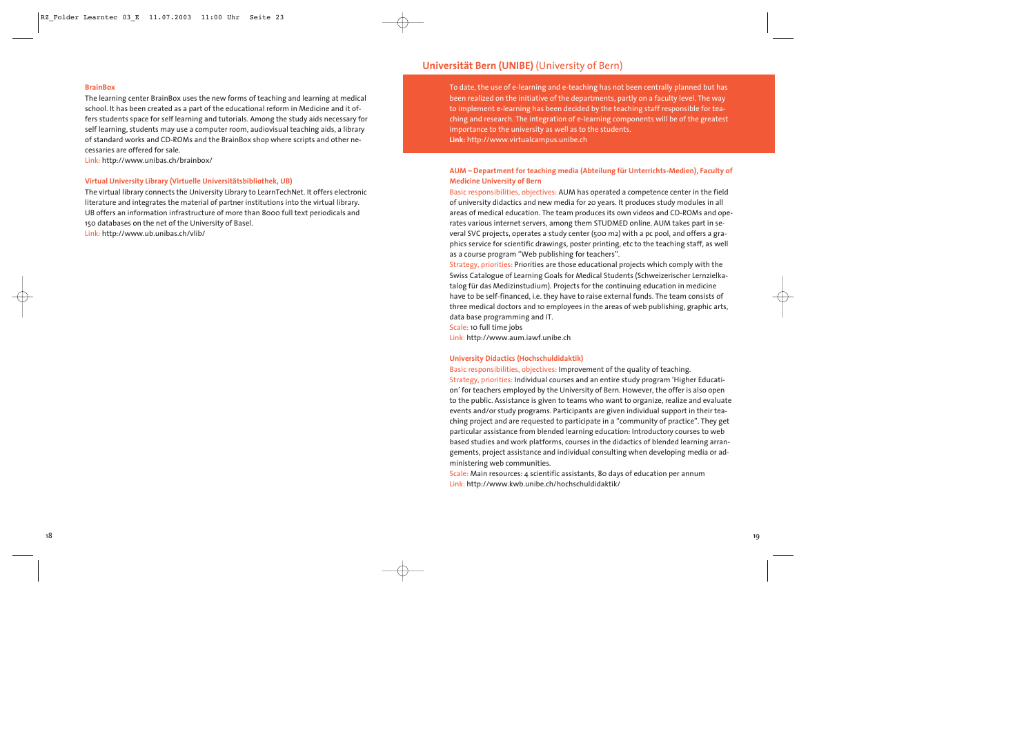### BrainBox

The learning center BrainBox uses the new forms of teaching and learning at medical school. It has been created as a part of the educational reform in Medicine and it offers students space for self learning and tutorials. Among the study aids necessary for self learning, students may use a computer room, audiovisual teaching aids, a library of standard works and CD-ROMs and the BrainBox shop where scripts and other necessaries are offered for sale.

Link: http://www.unibas.ch/brainbox/

### Virtual University Library (Virtuelle Universitätsbibliothek, UB)

The virtual library connects the University Library to LearnTechNet. It offers electronic literature and integrates the material of partner institutions into the virtual library. UB offers an information infrastructure of more than 8000 full text periodicals and 150 databases on the net of the University of Basel.

Link: http://www.ub.unibas.ch/vlib/

## Universität Bern (UNIBE) (University of Bern)

To date, the use of e-learning and e-teaching has not been centrally planned but has been realized on the initiative of the departments, partly on a faculty level. The way to implement e-learning has been decided by the teaching staff responsible for teaching and research. The integration of e-learning components will be of the greatest importance to the university as well as to the students.

**Link:** http://www.virtualcampus.unibe.ch

### AUM – Department for teaching media (Abteilung für Unterrichts-Medien), Faculty of Medicine University of Bern

Basic responsibilities, objectives: AUM has operated a competence center in the field of university didactics and new media for 20 years. It produces study modules in all areas of medical education. The team produces its own videos and CD-ROMs and operates various internet servers, among them STUDMED online. AUM takes part in several SVC projects, operates a study center (500 m2) with a pc pool, and offers a graphics service for scientific drawings, poster printing, etc to the teaching staff, as well as a course program "Web publishing for teachers".

Strategy, priorities: Priorities are those educational projects which comply with the Swiss Catalogue of Learning Goals for Medical Students (Schweizerischer Lernzielkatalog für das Medizinstudium). Projects for the continuing education in medicine have to be self-financed, i.e. they have to raise external funds. The team consists of three medical doctors and 10 employees in the areas of web publishing, graphic arts, data base programming and IT.

Scale: 10 full time jobs

Link: http://www.aum.iawf.unibe.ch

### University Didactics (Hochschuldidaktik)

Basic responsibilities, objectives: Improvement of the quality of teaching.

Strategy, priorities: Individual courses and an entire study program 'Higher Education' for teachers employed by the University of Bern. However, the offer is also open to the public. Assistance is given to teams who want to organize, realize and evaluate events and/or study programs. Participants are given individual support in their teaching project and are requested to participate in a "community of practice". They get particular assistance from blended learning education: Introductory courses to web based studies and work platforms, courses in the didactics of blended learning arrangements, project assistance and individual consulting when developing media or administering web communities.

Scale: Main resources: 4 scientific assistants, 80 days of education per annum

Link: http://www.kwb.unibe.ch/hochschuldidaktik/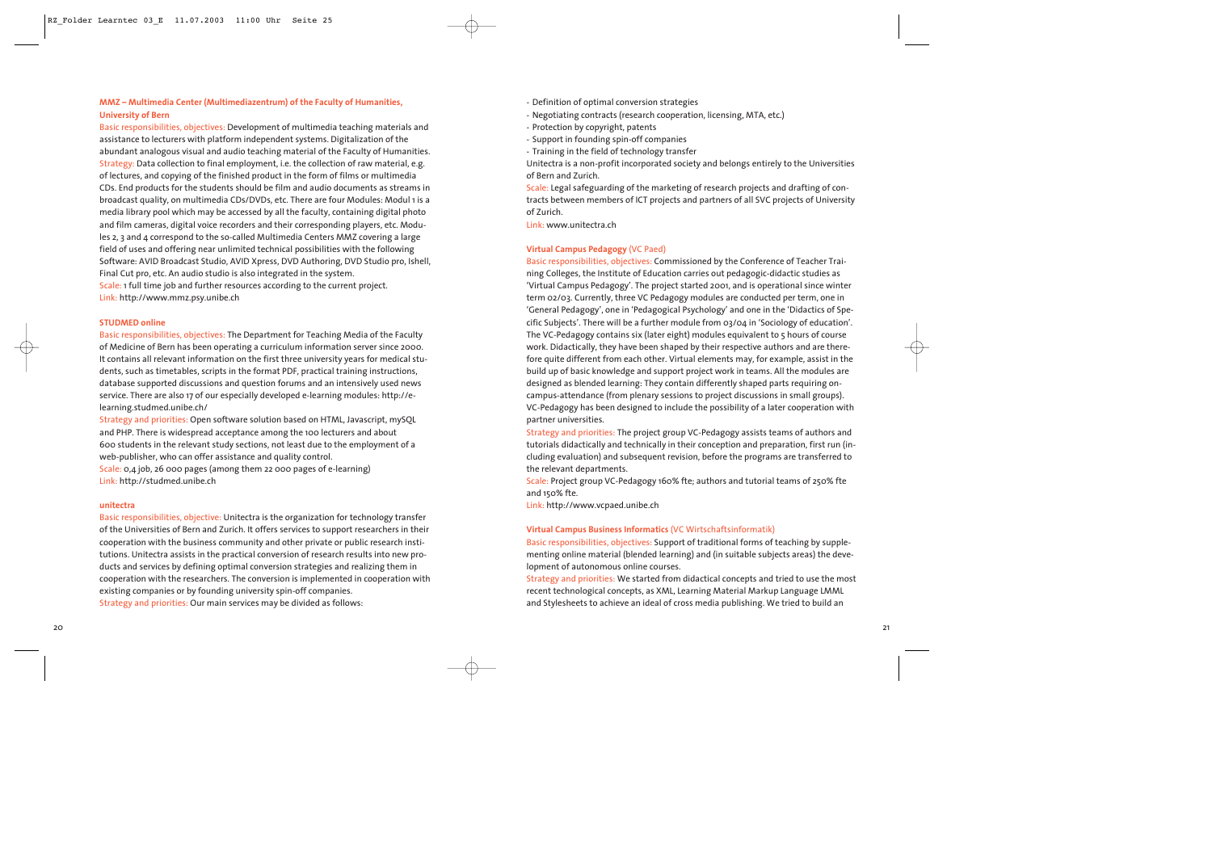### MMZ – Multimedia Center (Multimediazentrum) of the Faculty of Humanities, University of Bern

Basic responsibilities, objectives: Development of multimedia teaching materials and assistance to lecturers with platform independent systems. Digitalization of the abundant analogous visual and audio teaching material of the Faculty of Humanities.
Strategy: Data collection to final employment, i.e. the collection of raw material, e.g. of lectures, and copying of the finished product in the form of films or multimedia CDs. End products for the students should be film and audio documents as streams in broadcast quality, on multimedia CDs/DVDs, etc. There are four Modules: Modul 1 is a media library pool which may be accessed by all the faculty, containing digital photo and film cameras, digital voice recorders and their corresponding players, etc. Modules 2, 3 and 4 correspond to the so-called Multimedia Centers MMZ covering a large field of uses and offering near unlimited technical possibilities with the following Software: AVID Broadcast Studio, AVID Xpress, DVD Authoring, DVD Studio pro, Ishell, Final Cut pro, etc. An audio studio is also integrated in the system.
Scale: 1 full time job and further resources according to the current project.
Link: http://www.mmz.psy.unibe.ch

### STUDMED online

Basic responsibilities, objectives: The Department for Teaching Media of the Faculty of Medicine of Bern has been operating a curriculum information server since 2000. It contains all relevant information on the first three university years for medical students, such as timetables, scripts in the format PDF, practical training instructions, database supported discussions and question forums and an intensively used news service. There are also 17 of our especially developed e-learning modules: http://e-learning.studmed.unibe.ch/
Strategy and priorities: Open software solution based on HTML, Javascript, mySQL and PHP. There is widespread acceptance among the 100 lecturers and about 600 students in the relevant study sections, not least due to the employment of a web-publisher, who can offer assistance and quality control.
Scale: 0,4 job, 26 000 pages (among them 22 000 pages of e-learning)
Link: http://studmed.unibe.ch

### unitectra

Basic responsibilities, objective: Unitectra is the organization for technology transfer of the Universities of Bern and Zurich. It offers services to support researchers in their cooperation with the business community and other private or public research institutions. Unitectra assists in the practical conversion of research results into new products and services by defining optimal conversion strategies and realizing them in cooperation with the researchers. The conversion is implemented in cooperation with existing companies or by founding university spin-off companies.
Strategy and priorities: Our main services may be divided as follows:

- Definition of optimal conversion strategies
- Negotiating contracts (research cooperation, licensing, MTA, etc.)
- Protection by copyright, patents
- Support in founding spin-off companies
- Training in the field of technology transfer

Unitectra is a non-profit incorporated society and belongs entirely to the Universities of Bern and Zurich.
Scale: Legal safeguarding of the marketing of research projects and drafting of contracts between members of ICT projects and partners of all SVC projects of University of Zurich.
Link: www.unitectra.ch

### Virtual Campus Pedagogy (VC Paed)

Basic responsibilities, objectives: Commissioned by the Conference of Teacher Training Colleges, the Institute of Education carries out pedagogic-didactic studies as 'Virtual Campus Pedagogy'. The project started 2001, and is operational since winter term 02/03. Currently, three VC Pedagogy modules are conducted per term, one in 'General Pedagogy', one in 'Pedagogical Psychology' and one in the 'Didactics of Specific Subjects'. There will be a further module from 03/04 in 'Sociology of education'. The VC-Pedagogy contains six (later eight) modules equivalent to 5 hours of course work. Didactically, they have been shaped by their respective authors and are therefore quite different from each other. Virtual elements may, for example, assist in the build up of basic knowledge and support project work in teams. All the modules are designed as blended learning: They contain differently shaped parts requiring on-campus-attendance (from plenary sessions to project discussions in small groups). VC-Pedagogy has been designed to include the possibility of a later cooperation with partner universities.
Strategy and priorities: The project group VC-Pedagogy assists teams of authors and tutorials didactically and technically in their conception and preparation, first run (including evaluation) and subsequent revision, before the programs are transferred to the relevant departments.
Scale: Project group VC-Pedagogy 160% fte; authors and tutorial teams of 250% fte and 150% fte.
Link: http://www.vcpaed.unibe.ch

### Virtual Campus Business Informatics (VC Wirtschaftsinformatik)

Basic responsibilities, objectives: Support of traditional forms of teaching by supplementing online material (blended learning) and (in suitable subjects areas) the development of autonomous online courses.
Strategy and priorities: We started from didactical concepts and tried to use the most recent technological concepts, as XML, Learning Material Markup Language LMML and Stylesheets to achieve an ideal of cross media publishing. We tried to build an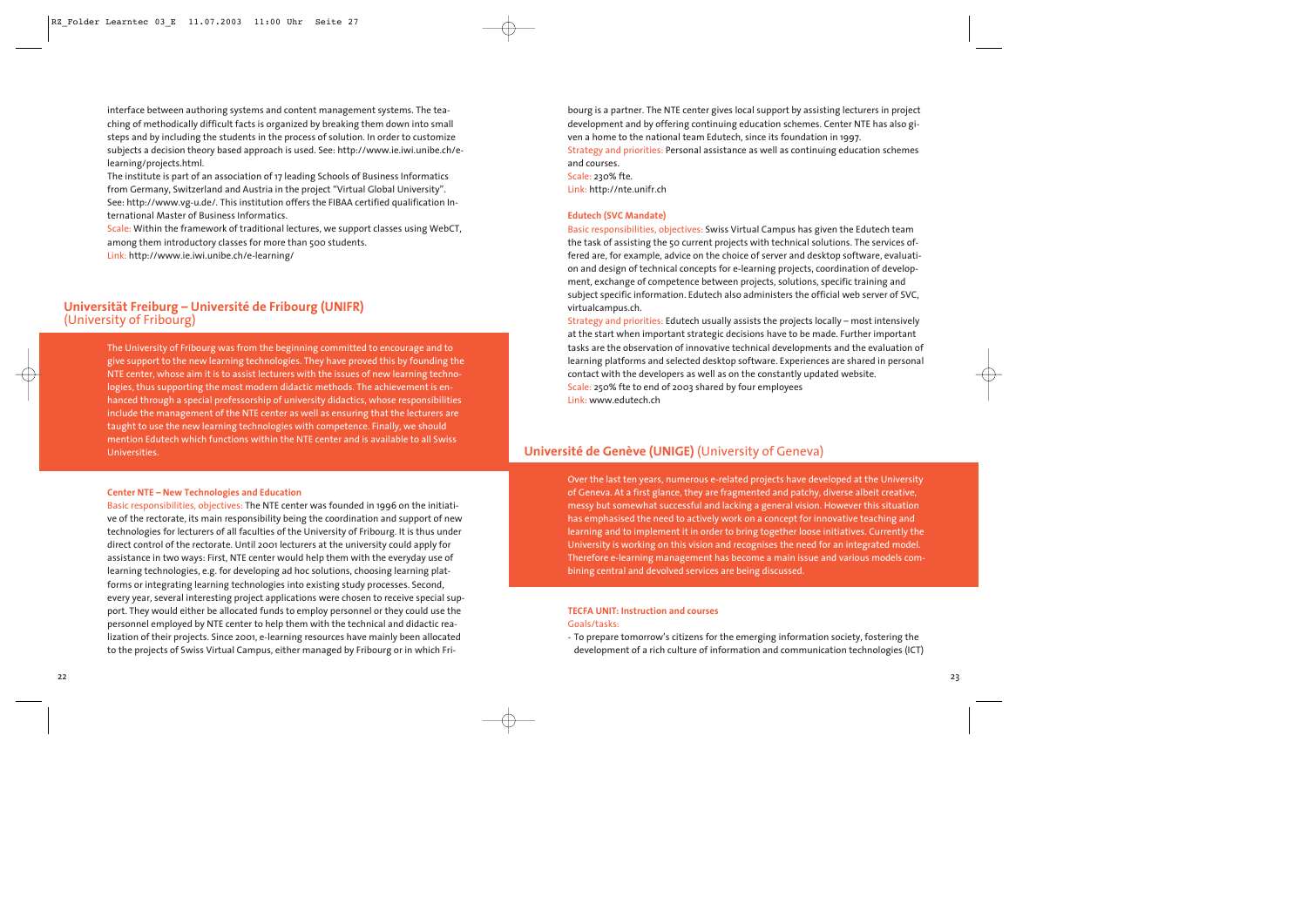interface between authoring systems and content management systems. The teaching of methodically difficult facts is organized by breaking them down into small steps and by including the students in the process of solution. In order to customize subjects a decision theory based approach is used. See: http://www.ie.iwi.unibe.ch/e-learning/projects.html.

The institute is part of an association of 17 leading Schools of Business Informatics from Germany, Switzerland and Austria in the project "Virtual Global University". See: http://www.vg-u.de/. This institution offers the FIBAA certified qualification International Master of Business Informatics.

Scale: Within the framework of traditional lectures, we support classes using WebCT, among them introductory classes for more than 500 students.

Link: http://www.ie.iwi.unibe.ch/e-learning/

## Universität Freiburg – Université de Fribourg (UNIFR) (University of Fribourg)

The University of Fribourg was from the beginning committed to encourage and to give support to the new learning technologies. They have proved this by founding the NTE center, whose aim it is to assist lecturers with the issues of new learning technologies, thus supporting the most modern didactic methods. The achievement is enhanced through a special professorship of university didactics, whose responsibilities include the management of the NTE center as well as ensuring that the lecturers are taught to use the new learning technologies with competence. Finally, we should mention Edutech which functions within the NTE center and is available to all Swiss Universities.

### Center NTE – New Technologies and Education

Basic responsibilities, objectives: The NTE center was founded in 1996 on the initiative of the rectorate, its main responsibility being the coordination and support of new technologies for lecturers of all faculties of the University of Fribourg. It is thus under direct control of the rectorate. Until 2001 lecturers at the university could apply for assistance in two ways: First, NTE center would help them with the everyday use of learning technologies, e.g. for developing ad hoc solutions, choosing learning platforms or integrating learning technologies into existing study processes. Second, every year, several interesting project applications were chosen to receive special support. They would either be allocated funds to employ personnel or they could use the personnel employed by NTE center to help them with the technical and didactic realization of their projects. Since 2001, e-learning resources have mainly been allocated to the projects of Swiss Virtual Campus, either managed by Fribourg or in which Fribourg is a partner. The NTE center gives local support by assisting lecturers in project development and by offering continuing education schemes. Center NTE has also given a home to the national team Edutech, since its foundation in 1997.

Strategy and priorities: Personal assistance as well as continuing education schemes and courses.

Scale: 230% fte.

Link: http://nte.unifr.ch

### Edutech (SVC Mandate)

Basic responsibilities, objectives: Swiss Virtual Campus has given the Edutech team the task of assisting the 50 current projects with technical solutions. The services offered are, for example, advice on the choice of server and desktop software, evaluation and design of technical concepts for e-learning projects, coordination of development, exchange of competence between projects, solutions, specific training and subject specific information. Edutech also administers the official web server of SVC, virtualcampus.ch.

Strategy and priorities: Edutech usually assists the projects locally – most intensively at the start when important strategic decisions have to be made. Further important tasks are the observation of innovative technical developments and the evaluation of learning platforms and selected desktop software. Experiences are shared in personal contact with the developers as well as on the constantly updated website.

Scale: 250% fte to end of 2003 shared by four employees

Link: www.edutech.ch

## Université de Genève (UNIGE) (University of Geneva)

Over the last ten years, numerous e-related projects have developed at the University of Geneva. At a first glance, they are fragmented and patchy, diverse albeit creative, messy but somewhat successful and lacking a general vision. However this situation has emphasised the need to actively work on a concept for innovative teaching and learning and to implement it in order to bring together loose initiatives. Currently the University is working on this vision and recognises the need for an integrated model. Therefore e-learning management has become a main issue and various models combining central and devolved services are being discussed.

### TECFA UNIT: Instruction and courses

Goals/tasks:

- To prepare tomorrow's citizens for the emerging information society, fostering the development of a rich culture of information and communication technologies (ICT)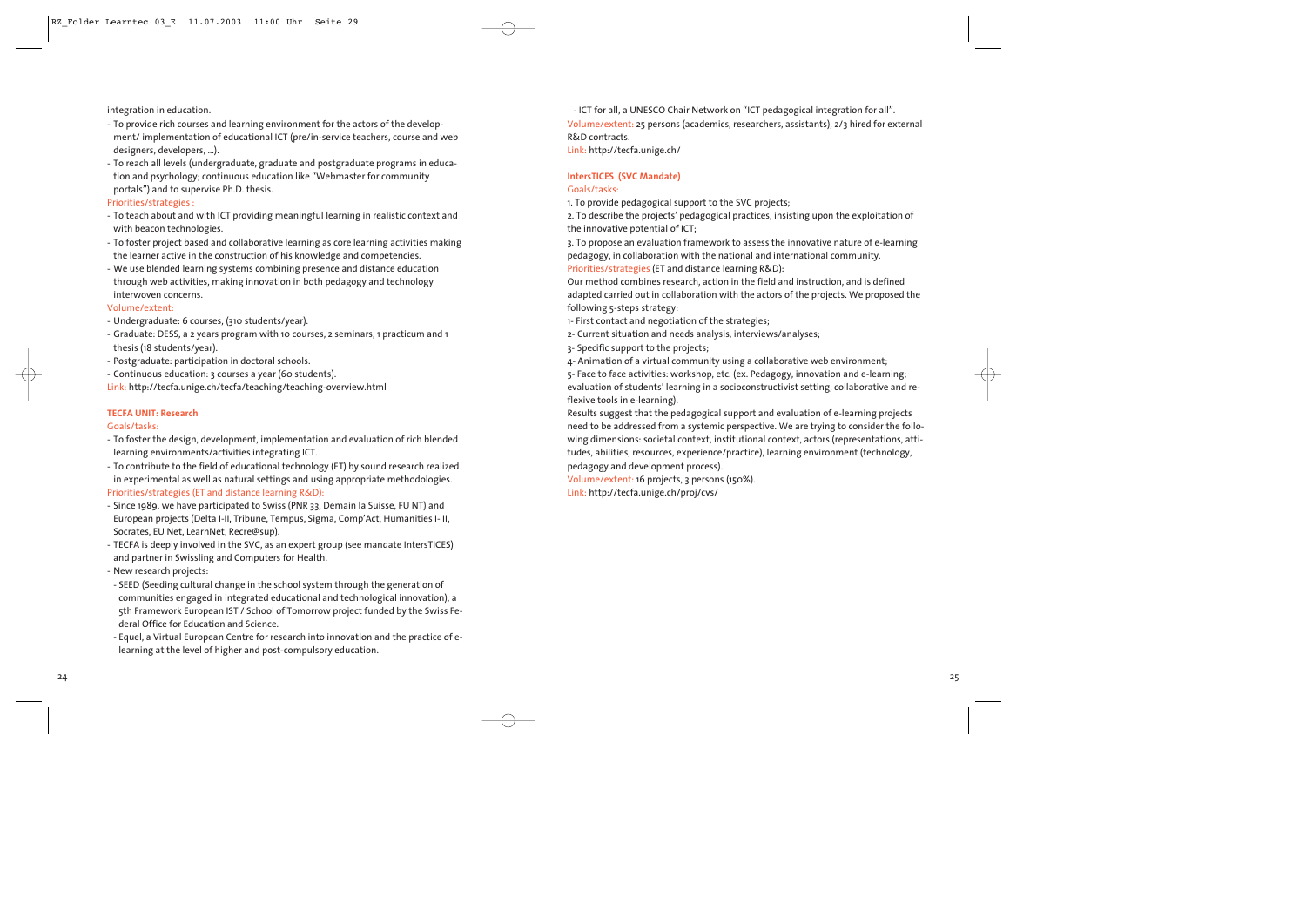integration in education.

- To provide rich courses and learning environment for the actors of the development/ implementation of educational ICT (pre/in-service teachers, course and web designers, developers, ...).
- To reach all levels (undergraduate, graduate and postgraduate programs in education and psychology; continuous education like "Webmaster for community portals") and to supervise Ph.D. thesis.

Priorities/strategies :

- To teach about and with ICT providing meaningful learning in realistic context and with beacon technologies.
- To foster project based and collaborative learning as core learning activities making the learner active in the construction of his knowledge and competencies.
- We use blended learning systems combining presence and distance education through web activities, making innovation in both pedagogy and technology interwoven concerns.

Volume/extent:

- Undergraduate: 6 courses, (310 students/year).
- Graduate: DESS, a 2 years program with 10 courses, 2 seminars, 1 practicum and 1 thesis (18 students/year).
- Postgraduate: participation in doctoral schools.
- Continuous education: 3 courses a year (60 students).

Link: http://tecfa.unige.ch/tecfa/teaching/teaching-overview.html

**TECFA UNIT: Research**

Goals/tasks:

- To foster the design, development, implementation and evaluation of rich blended learning environments/activities integrating ICT.
- To contribute to the field of educational technology (ET) by sound research realized in experimental as well as natural settings and using appropriate methodologies.

Priorities/strategies (ET and distance learning R&D):

- Since 1989, we have participated to Swiss (PNR 33, Demain la Suisse, FU NT) and European projects (Delta I-II, Tribune, Tempus, Sigma, Comp'Act, Humanities I- II, Socrates, EU Net, LearnNet, Recre@sup).
- TECFA is deeply involved in the SVC, as an expert group (see mandate IntersTICES) and partner in Swissling and Computers for Health.
- New research projects:
  - SEED (Seeding cultural change in the school system through the generation of communities engaged in integrated educational and technological innovation), a 5th Framework European IST / School of Tomorrow project funded by the Swiss Federal Office for Education and Science.
  - Equel, a Virtual European Centre for research into innovation and the practice of e-learning at the level of higher and post-compulsory education.
  - ICT for all, a UNESCO Chair Network on "ICT pedagogical integration for all".

Volume/extent: 25 persons (academics, researchers, assistants), 2/3 hired for external R&D contracts.

Link: http://tecfa.unige.ch/

**IntersTICES (SVC Mandate)**

Goals/tasks:

1. To provide pedagogical support to the SVC projects;
2. To describe the projects' pedagogical practices, insisting upon the exploitation of the innovative potential of ICT;
3. To propose an evaluation framework to assess the innovative nature of e-learning pedagogy, in collaboration with the national and international community.

Priorities/strategies (ET and distance learning R&D):

Our method combines research, action in the field and instruction, and is defined adapted carried out in collaboration with the actors of the projects. We proposed the following 5-steps strategy:

1- First contact and negotiation of the strategies;
2- Current situation and needs analysis, interviews/analyses;
3- Specific support to the projects;
4- Animation of a virtual community using a collaborative web environment;
5- Face to face activities: workshop, etc. (ex. Pedagogy, innovation and e-learning; evaluation of students' learning in a socioconstructivist setting, collaborative and reflexive tools in e-learning).

Results suggest that the pedagogical support and evaluation of e-learning projects need to be addressed from a systemic perspective. We are trying to consider the following dimensions: societal context, institutional context, actors (representations, attitudes, abilities, resources, experience/practice), learning environment (technology, pedagogy and development process).

Volume/extent: 16 projects, 3 persons (150%).

Link: http://tecfa.unige.ch/proj/cvs/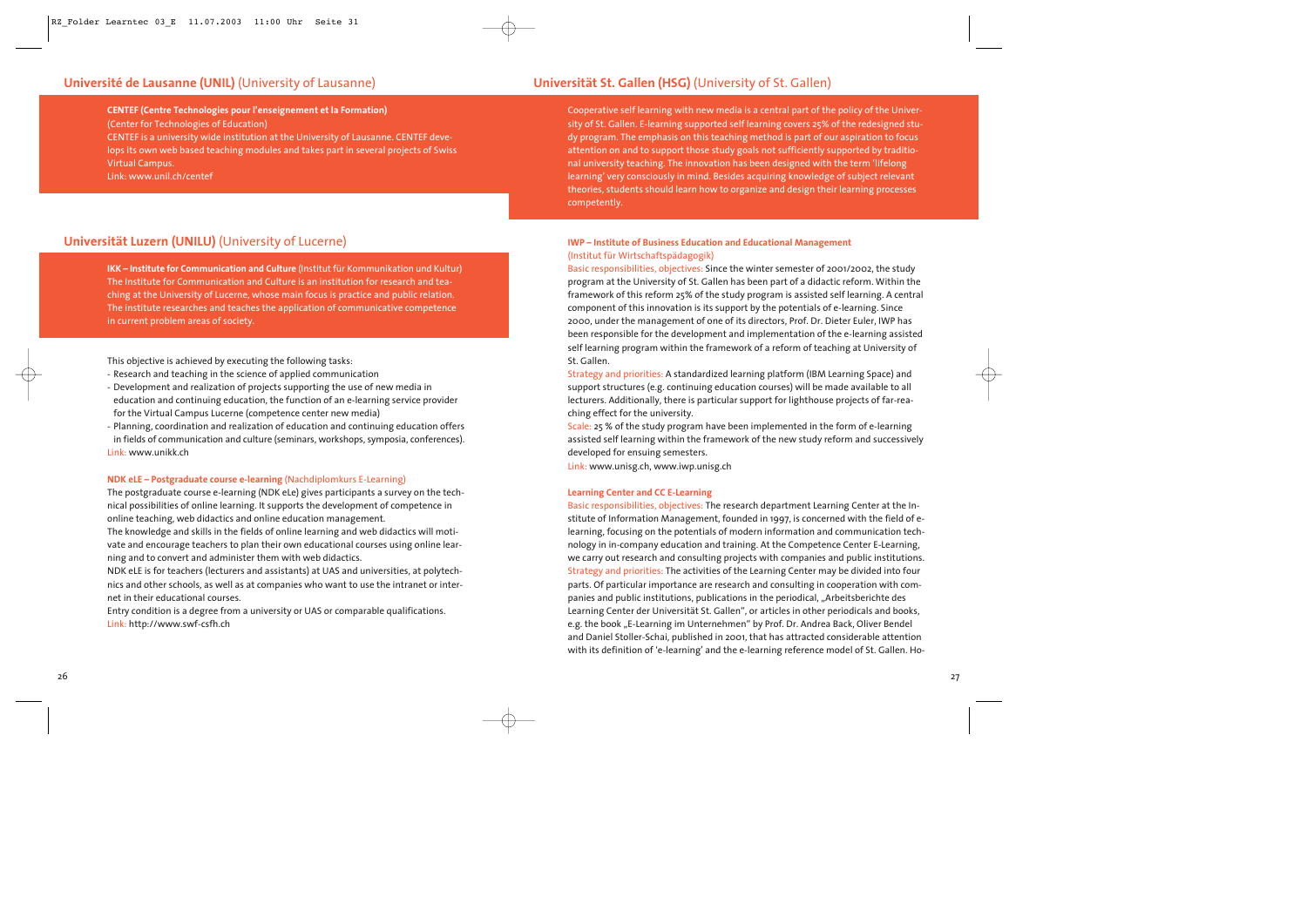## Université de Lausanne (UNIL) (University of Lausanne)

**CENTEF (Centre Technologies pour l'enseignement et la Formation)**
(Center for Technologies of Education)
CENTEF is a university wide institution at the University of Lausanne. CENTEF develops its own web based teaching modules and takes part in several projects of Swiss Virtual Campus.
Link: www.unil.ch/centef

## Universität Luzern (UNILU) (University of Lucerne)

**IKK – Institute for Communication and Culture** (Institut für Kommunikation und Kultur)
The Institute for Communication and Culture is an institution for research and teaching at the University of Lucerne, whose main focus is practice and public relation. The institute researches and teaches the application of communicative competence in current problem areas of society.

This objective is achieved by executing the following tasks:

- Research and teaching in the science of applied communication
- Development and realization of projects supporting the use of new media in education and continuing education, the function of an e-learning service provider for the Virtual Campus Lucerne (competence center new media)
- Planning, coordination and realization of education and continuing education offers in fields of communication and culture (seminars, workshops, symposia, conferences).

Link: www.unikk.ch

**NDK eLE – Postgraduate course e-learning** (Nachdiplomkurs E-Learning)

The postgraduate course e-learning (NDK eLe) gives participants a survey on the technical possibilities of online learning. It supports the development of competence in online teaching, web didactics and online education management.
The knowledge and skills in the fields of online learning and web didactics will motivate and encourage teachers to plan their own educational courses using online learning and to convert and administer them with web didactics.
NDK eLE is for teachers (lecturers and assistants) at UAS and universities, at polytechnics and other schools, as well as at companies who want to use the intranet or internet in their educational courses.
Entry condition is a degree from a university or UAS or comparable qualifications.
Link: http://www.swf-csfh.ch

## Universität St. Gallen (HSG) (University of St. Gallen)

Cooperative self learning with new media is a central part of the policy of the University of St. Gallen. E-learning supported self learning covers 25% of the redesigned study program. The emphasis on this teaching method is part of our aspiration to focus attention on and to support those study goals not sufficiently supported by traditional university teaching. The innovation has been designed with the term 'lifelong learning' very consciously in mind. Besides acquiring knowledge of subject relevant theories, students should learn how to organize and design their learning processes competently.

**IWP – Institute of Business Education and Educational Management**
(Institut für Wirtschaftspädagogik)

Basic responsibilities, objectives: Since the winter semester of 2001/2002, the study program at the University of St. Gallen has been part of a didactic reform. Within the framework of this reform 25% of the study program is assisted self learning. A central component of this innovation is its support by the potentials of e-learning. Since 2000, under the management of one of its directors, Prof. Dr. Dieter Euler, IWP has been responsible for the development and implementation of the e-learning assisted self learning program within the framework of a reform of teaching at University of St. Gallen.

Strategy and priorities: A standardized learning platform (IBM Learning Space) and support structures (e.g. continuing education courses) will be made available to all lecturers. Additionally, there is particular support for lighthouse projects of far-reaching effect for the university.

Scale: 25 % of the study program have been implemented in the form of e-learning assisted self learning within the framework of the new study reform and successively developed for ensuing semesters.

Link: www.unisg.ch, www.iwp.unisg.ch

**Learning Center and CC E-Learning**

Basic responsibilities, objectives: The research department Learning Center at the Institute of Information Management, founded in 1997, is concerned with the field of e-learning, focusing on the potentials of modern information and communication technology in in-company education and training. At the Competence Center E-Learning, we carry out research and consulting projects with companies and public institutions.

Strategy and priorities: The activities of the Learning Center may be divided into four parts. Of particular importance are research and consulting in cooperation with companies and public institutions, publications in the periodical, „Arbeitsberichte des Learning Center der Universität St. Gallen", or articles in other periodicals and books, e.g. the book „E-Learning im Unternehmen" by Prof. Dr. Andrea Back, Oliver Bendel and Daniel Stoller-Schai, published in 2001, that has attracted considerable attention with its definition of 'e-learning' and the e-learning reference model of St. Gallen. Ho-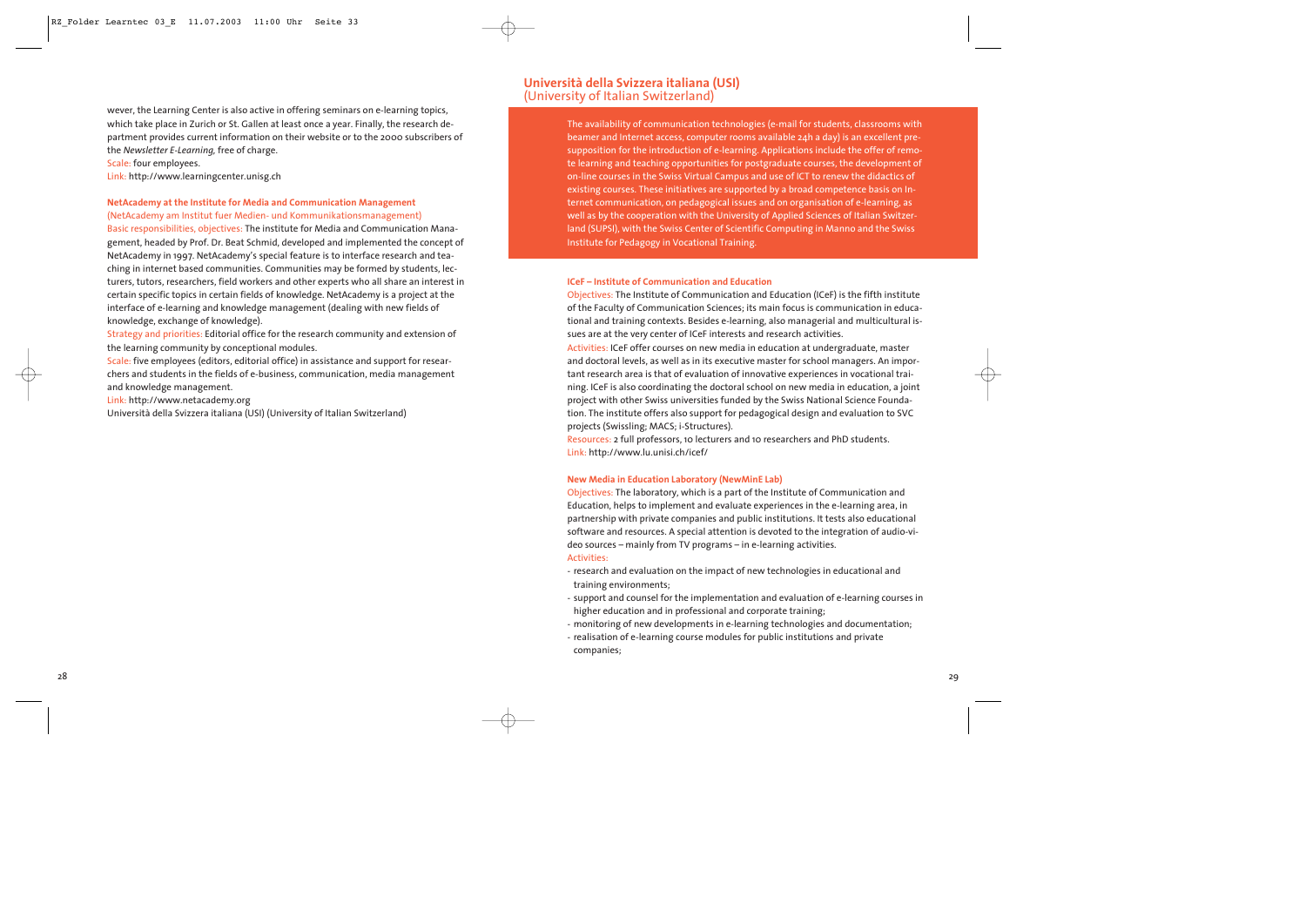wever, the Learning Center is also active in offering seminars on e-learning topics, which take place in Zurich or St. Gallen at least once a year. Finally, the research department provides current information on their website or to the 2000 subscribers of the *Newsletter E-Learning,* free of charge.

Scale: four employees.

Link: http://www.learningcenter.unisg.ch

### NetAcademy at the Institute for Media and Communication Management
(NetAcademy am Institut fuer Medien- und Kommunikationsmanagement)

Basic responsibilities, objectives: The institute for Media and Communication Management, headed by Prof. Dr. Beat Schmid, developed and implemented the concept of NetAcademy in 1997. NetAcademy's special feature is to interface research and teaching in internet based communities. Communities may be formed by students, lecturers, tutors, researchers, field workers and other experts who all share an interest in certain specific topics in certain fields of knowledge. NetAcademy is a project at the interface of e-learning and knowledge management (dealing with new fields of knowledge, exchange of knowledge).

Strategy and priorities: Editorial office for the research community and extension of the learning community by conceptional modules.

Scale: five employees (editors, editorial office) in assistance and support for researchers and students in the fields of e-business, communication, media management and knowledge management.

Link: http://www.netacademy.org

Università della Svizzera italiana (USI) (University of Italian Switzerland)

## Università della Svizzera italiana (USI)
(University of Italian Switzerland)

The availability of communication technologies (e-mail for students, classrooms with beamer and Internet access, computer rooms available 24h a day) is an excellent presupposition for the introduction of e-learning. Applications include the offer of remote learning and teaching opportunities for postgraduate courses, the development of on-line courses in the Swiss Virtual Campus and use of ICT to renew the didactics of existing courses. These initiatives are supported by a broad competence basis on Internet communication, on pedagogical issues and on organisation of e-learning, as well as by the cooperation with the University of Applied Sciences of Italian Switzerland (SUPSI), with the Swiss Center of Scientific Computing in Manno and the Swiss Institute for Pedagogy in Vocational Training.

### ICeF – Institute of Communication and Education

Objectives: The Institute of Communication and Education (ICeF) is the fifth institute of the Faculty of Communication Sciences; its main focus is communication in educational and training contexts. Besides e-learning, also managerial and multicultural issues are at the very center of ICeF interests and research activities.

Activities: ICeF offer courses on new media in education at undergraduate, master and doctoral levels, as well as in its executive master for school managers. An important research area is that of evaluation of innovative experiences in vocational training. ICeF is also coordinating the doctoral school on new media in education, a joint project with other Swiss universities funded by the Swiss National Science Foundation. The institute offers also support for pedagogical design and evaluation to SVC projects (Swissling; MACS; i-Structures).

Resources: 2 full professors, 10 lecturers and 10 researchers and PhD students.

Link: http://www.lu.unisi.ch/icef/

### New Media in Education Laboratory (NewMinE Lab)

Objectives: The laboratory, which is a part of the Institute of Communication and Education, helps to implement and evaluate experiences in the e-learning area, in partnership with private companies and public institutions. It tests also educational software and resources. A special attention is devoted to the integration of audio-video sources – mainly from TV programs – in e-learning activities.

Activities:

- research and evaluation on the impact of new technologies in educational and training environments;
- support and counsel for the implementation and evaluation of e-learning courses in higher education and in professional and corporate training;
- monitoring of new developments in e-learning technologies and documentation;
- realisation of e-learning course modules for public institutions and private companies;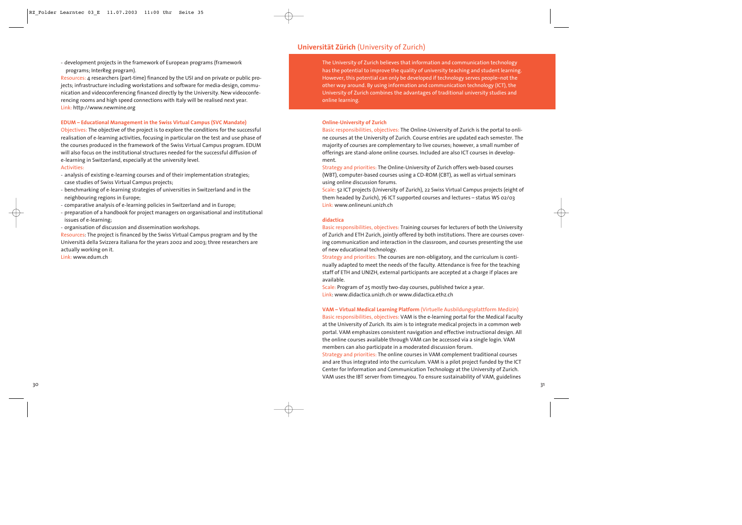- development projects in the framework of European programs (framework programs; InterReg program).

Resources: 4 researchers (part-time) financed by the USI and on private or public projects; infrastructure including workstations and software for media-design, communication and videoconferencing financed directly by the University. New videoconferencing rooms and high speed connections with Italy will be realised next year.
Link: http://www.newmine.org

**EDUM – Educational Management in the Swiss Virtual Campus (SVC Mandate)**

Objectives: The objective of the project is to explore the conditions for the successful realisation of e-learning activities, focusing in particular on the test and use phase of the courses produced in the framework of the Swiss Virtual Campus program. EDUM will also focus on the institutional structures needed for the successful diffusion of e-learning in Switzerland, especially at the university level.

Activities:

- analysis of existing e-learning courses and of their implementation strategies; case studies of Swiss Virtual Campus projects;
- benchmarking of e-learning strategies of universities in Switzerland and in the neighbouring regions in Europe;
- comparative analysis of e-learning policies in Switzerland and in Europe;
- preparation of a handbook for project managers on organisational and institutional issues of e-learning;
- organisation of discussion and dissemination workshops.

Resources: The project is financed by the Swiss Virtual Campus program and by the Università della Svizzera italiana for the years 2002 and 2003; three researchers are actually working on it.
Link: www.edum.ch

## Universität Zürich (University of Zurich)

The University of Zurich believes that information and communication technology has the potential to improve the quality of university teaching and student learning. However, this potential can only be developed if technology serves people–not the other way around. By using information and communication technology (ICT), the University of Zurich combines the advantages of traditional university studies and online learning.

**Online-University of Zurich**

Basic responsibilities, objectives: The Online-University of Zurich is the portal to online courses at the University of Zurich. Course entries are updated each semester. The majority of courses are complementary to live courses; however, a small number of offerings are stand-alone online courses. Included are also ICT courses in development.

Strategy and priorities: The Online-University of Zurich offers web-based courses (WBT), computer-based courses using a CD-ROM (CBT), as well as virtual seminars using online discussion forums.

Scale: 52 ICT projects (University of Zurich), 22 Swiss Virtual Campus projects (eight of them headed by Zurich), 76 ICT supported courses and lectures – status WS 02/03
Link: www.onlineuni.unizh.ch

**didactica**

Basic responsibilities, objectives: Training courses for lecturers of both the University of Zurich and ETH Zurich, jointly offered by both institutions. There are courses covering communication and interaction in the classroom, and courses presenting the use of new educational technology.

Strategy and priorities: The courses are non-obligatory, and the curriculum is continually adapted to meet the needs of the faculty. Attendance is free for the teaching staff of ETH and UNIZH, external participants are accepted at a charge if places are available.

Scale: Program of 25 mostly two-day courses, published twice a year.
Link: www.didactica.unizh.ch or www.didactica.ethz.ch

**VAM – Virtual Medical Learning Platform** (Virtuelle Ausbildungsplattform Medizin)

Basic responsibilities, objectives: VAM is the e-learning portal for the Medical Faculty at the University of Zurich. Its aim is to integrate medical projects in a common web portal. VAM emphasizes consistent navigation and effective instructional design. All the online courses available through VAM can be accessed via a single login. VAM members can also participate in a moderated discussion forum.

Strategy and priorities: The online courses in VAM complement traditional courses and are thus integrated into the curriculum. VAM is a pilot project funded by the ICT Center for Information and Communication Technology at the University of Zurich. VAM uses the IBT server from time4you. To ensure sustainability of VAM, guidelines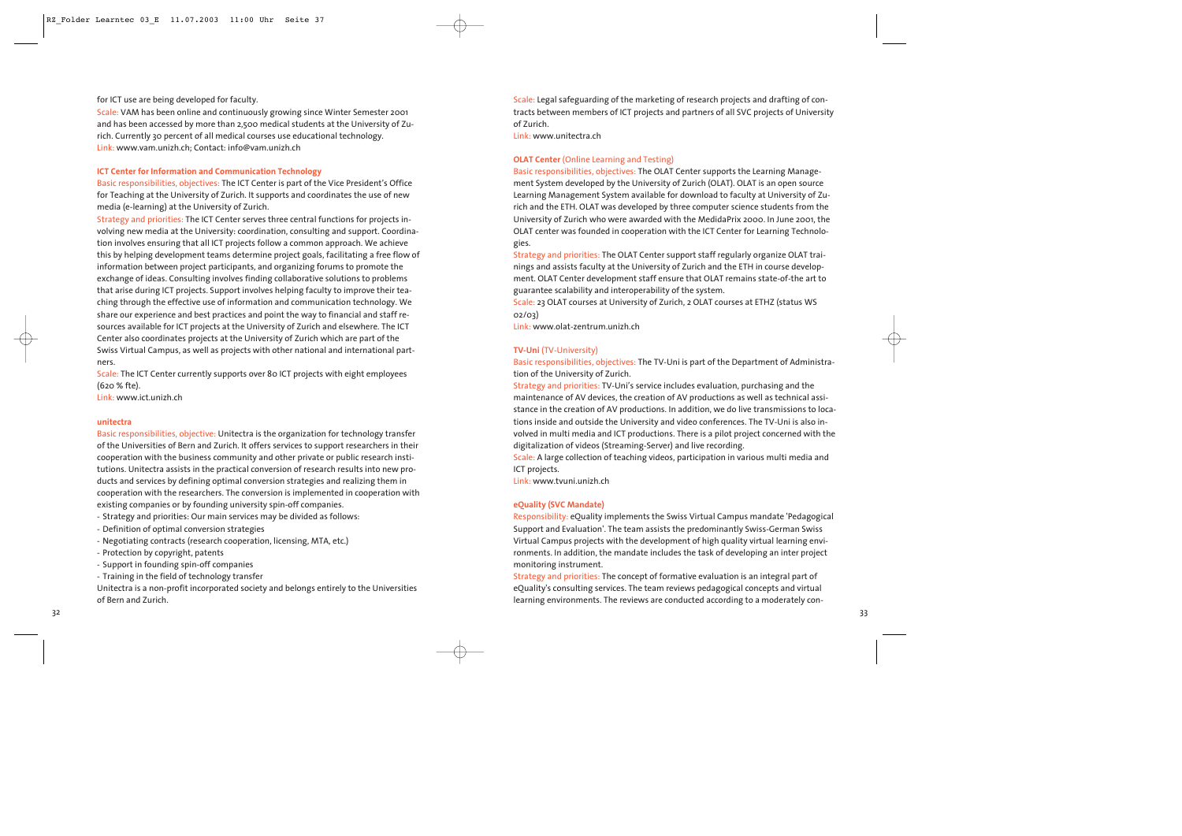for ICT use are being developed for faculty.

Scale: VAM has been online and continuously growing since Winter Semester 2001 and has been accessed by more than 2,500 medical students at the University of Zurich. Currently 30 percent of all medical courses use educational technology.
Link: www.vam.unizh.ch; Contact: info@vam.unizh.ch

### ICT Center for Information and Communication Technology

Basic responsibilities, objectives: The ICT Center is part of the Vice President's Office for Teaching at the University of Zurich. It supports and coordinates the use of new media (e-learning) at the University of Zurich.

Strategy and priorities: The ICT Center serves three central functions for projects involving new media at the University: coordination, consulting and support. Coordination involves ensuring that all ICT projects follow a common approach. We achieve this by helping development teams determine project goals, facilitating a free flow of information between project participants, and organizing forums to promote the exchange of ideas. Consulting involves finding collaborative solutions to problems that arise during ICT projects. Support involves helping faculty to improve their teaching through the effective use of information and communication technology. We share our experience and best practices and point the way to financial and staff resources available for ICT projects at the University of Zurich and elsewhere. The ICT Center also coordinates projects at the University of Zurich which are part of the Swiss Virtual Campus, as well as projects with other national and international partners.

Scale: The ICT Center currently supports over 80 ICT projects with eight employees (620 % fte).
Link: www.ict.unizh.ch

### unitectra

Basic responsibilities, objective: Unitectra is the organization for technology transfer of the Universities of Bern and Zurich. It offers services to support researchers in their cooperation with the business community and other private or public research institutions. Unitectra assists in the practical conversion of research results into new products and services by defining optimal conversion strategies and realizing them in cooperation with the researchers. The conversion is implemented in cooperation with existing companies or by founding university spin-off companies.

- Strategy and priorities: Our main services may be divided as follows:
- Definition of optimal conversion strategies
- Negotiating contracts (research cooperation, licensing, MTA, etc.)
- Protection by copyright, patents
- Support in founding spin-off companies
- Training in the field of technology transfer

Unitectra is a non-profit incorporated society and belongs entirely to the Universities of Bern and Zurich.

Scale: Legal safeguarding of the marketing of research projects and drafting of contracts between members of ICT projects and partners of all SVC projects of University of Zurich.
Link: www.unitectra.ch

### OLAT Center (Online Learning and Testing)

Basic responsibilities, objectives: The OLAT Center supports the Learning Management System developed by the University of Zurich (OLAT). OLAT is an open source Learning Management System available for download to faculty at University of Zurich and the ETH. OLAT was developed by three computer science students from the University of Zurich who were awarded with the MedidaPrix 2000. In June 2001, the OLAT center was founded in cooperation with the ICT Center for Learning Technologies.

Strategy and priorities: The OLAT Center support staff regularly organize OLAT trainings and assists faculty at the University of Zurich and the ETH in course development. OLAT Center development staff ensure that OLAT remains state-of-the art to guarantee scalability and interoperability of the system.

Scale: 23 OLAT courses at University of Zurich, 2 OLAT courses at ETHZ (status WS 02/03)
Link: www.olat-zentrum.unizh.ch

### TV-Uni (TV-University)

Basic responsibilities, objectives: The TV-Uni is part of the Department of Administration of the University of Zurich.

Strategy and priorities: TV-Uni's service includes evaluation, purchasing and the maintenance of AV devices, the creation of AV productions as well as technical assistance in the creation of AV productions. In addition, we do live transmissions to locations inside and outside the University and video conferences. The TV-Uni is also involved in multi media and ICT productions. There is a pilot project concerned with the digitalization of videos (Streaming-Server) and live recording.

Scale: A large collection of teaching videos, participation in various multi media and ICT projects.
Link: www.tvuni.unizh.ch

### eQuality (SVC Mandate)

Responsibility: eQuality implements the Swiss Virtual Campus mandate 'Pedagogical Support and Evaluation'. The team assists the predominantly Swiss-German Swiss Virtual Campus projects with the development of high quality virtual learning environments. In addition, the mandate includes the task of developing an inter project monitoring instrument.

Strategy and priorities: The concept of formative evaluation is an integral part of eQuality's consulting services. The team reviews pedagogical concepts and virtual learning environments. The reviews are conducted according to a moderately con-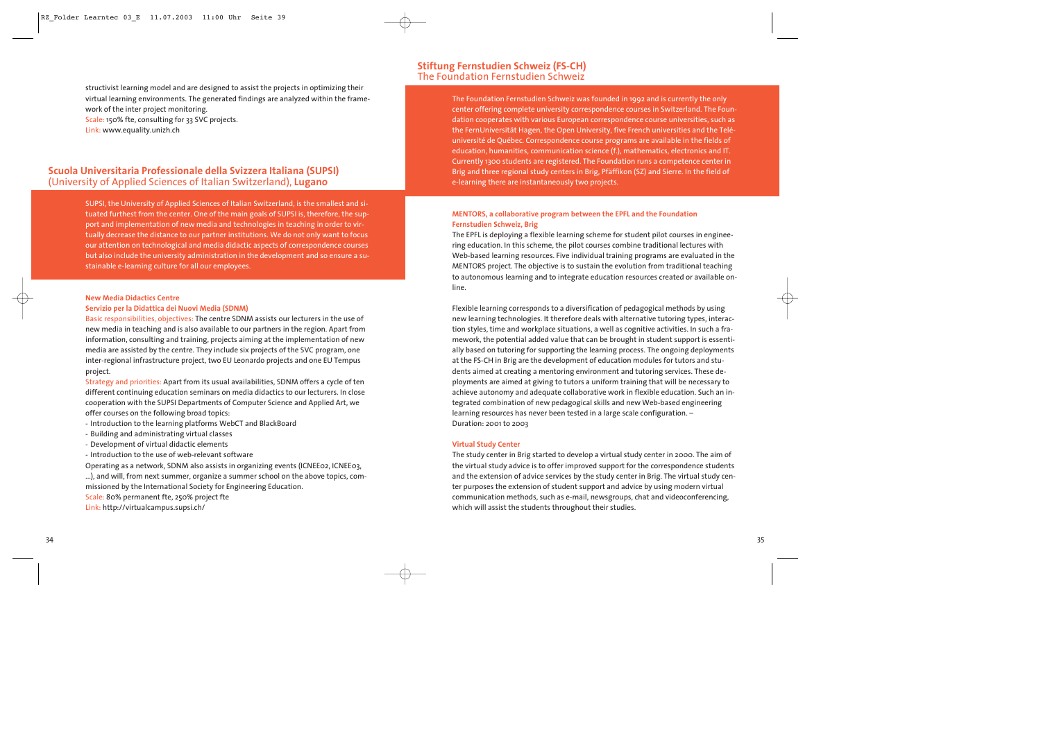structivist learning model and are designed to assist the projects in optimizing their virtual learning environments. The generated findings are analyzed within the framework of the inter project monitoring.
Scale: 150% fte, consulting for 33 SVC projects.
Link: www.equality.unizh.ch

## Scuola Universitaria Professionale della Svizzera Italiana (SUPSI)
(University of Applied Sciences of Italian Switzerland), **Lugano**

SUPSI, the University of Applied Sciences of Italian Switzerland, is the smallest and situated furthest from the center. One of the main goals of SUPSI is, therefore, the support and implementation of new media and technologies in teaching in order to virtually decrease the distance to our partner institutions. We do not only want to focus our attention on technological and media didactic aspects of correspondence courses but also include the university administration in the development and so ensure a sustainable e-learning culture for all our employees.

### New Media Didactics Centre
### Servizio per la Didattica dei Nuovi Media (SDNM)

Basic responsibilities, objectives: The centre SDNM assists our lecturers in the use of new media in teaching and is also available to our partners in the region. Apart from information, consulting and training, projects aiming at the implementation of new media are assisted by the centre. They include six projects of the SVC program, one inter-regional infrastructure project, two EU Leonardo projects and one EU Tempus project.

Strategy and priorities: Apart from its usual availabilities, SDNM offers a cycle of ten different continuing education seminars on media didactics to our lecturers. In close cooperation with the SUPSI Departments of Computer Science and Applied Art, we offer courses on the following broad topics:

- Introduction to the learning platforms WebCT and BlackBoard
- Building and administrating virtual classes
- Development of virtual didactic elements
- Introduction to the use of web-relevant software

Operating as a network, SDNM also assists in organizing events (ICNEE02, ICNEE03, ...), and will, from next summer, organize a summer school on the above topics, commissioned by the International Society for Engineering Education.
Scale: 80% permanent fte, 250% project fte
Link: http://virtualcampus.supsi.ch/

## Stiftung Fernstudien Schweiz (FS-CH)
The Foundation Fernstudien Schweiz

The Foundation Fernstudien Schweiz was founded in 1992 and is currently the only center offering complete university correspondence courses in Switzerland. The Foundation cooperates with various European correspondence course universities, such as the FernUniversität Hagen, the Open University, five French universities and the Teléuniversité de Québec. Correspondence course programs are available in the fields of education, humanities, communication science (f.), mathematics, electronics and IT. Currently 1300 students are registered. The Foundation runs a competence center in Brig and three regional study centers in Brig, Pfäffikon (SZ) and Sierre. In the field of e-learning there are instantaneously two projects.

### MENTORS, a collaborative program between the EPFL and the Foundation Fernstudien Schweiz, Brig

The EPFL is deploying a flexible learning scheme for student pilot courses in engineering education. In this scheme, the pilot courses combine traditional lectures with Web-based learning resources. Five individual training programs are evaluated in the MENTORS project. The objective is to sustain the evolution from traditional teaching to autonomous learning and to integrate education resources created or available online.

Flexible learning corresponds to a diversification of pedagogical methods by using new learning technologies. It therefore deals with alternative tutoring types, interaction styles, time and workplace situations, a well as cognitive activities. In such a framework, the potential added value that can be brought in student support is essentially based on tutoring for supporting the learning process. The ongoing deployments at the FS-CH in Brig are the development of education modules for tutors and students aimed at creating a mentoring environment and tutoring services. These deployments are aimed at giving to tutors a uniform training that will be necessary to achieve autonomy and adequate collaborative work in flexible education. Such an integrated combination of new pedagogical skills and new Web-based engineering learning resources has never been tested in a large scale configuration. –
Duration: 2001 to 2003

### Virtual Study Center

The study center in Brig started to develop a virtual study center in 2000. The aim of the virtual study advice is to offer improved support for the correspondence students and the extension of advice services by the study center in Brig. The virtual study center purposes the extension of student support and advice by using modern virtual communication methods, such as e-mail, newsgroups, chat and videoconferencing, which will assist the students throughout their studies.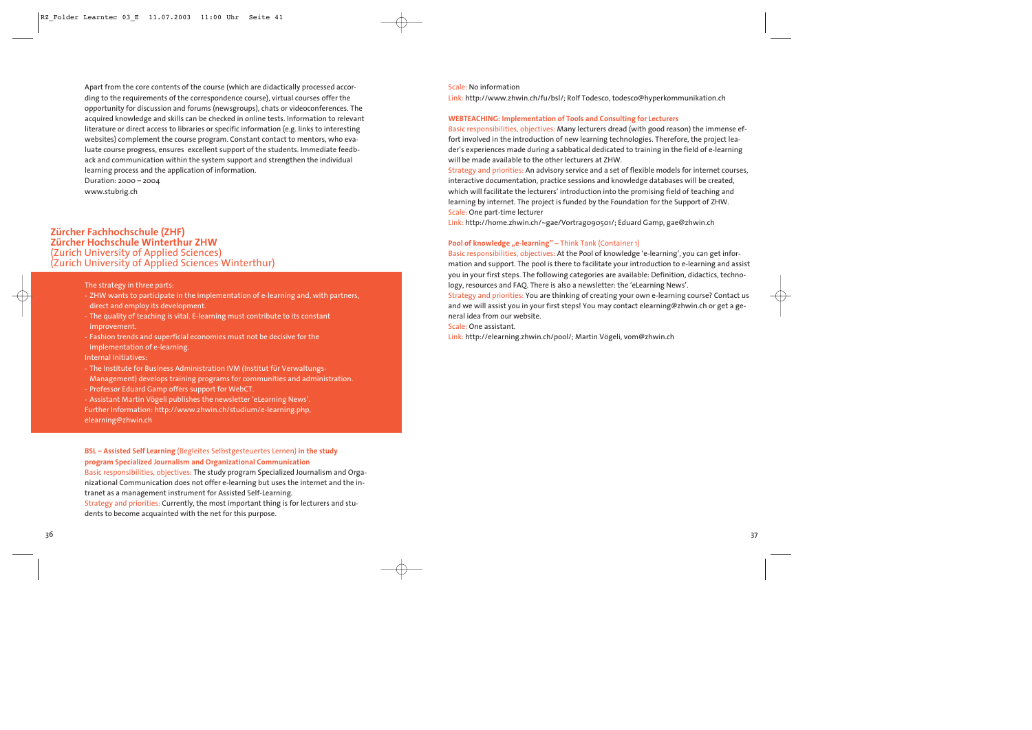Apart from the core contents of the course (which are didactically processed according to the requirements of the correspondence course), virtual courses offer the opportunity for discussion and forums (newsgroups), chats or videoconferences. The acquired knowledge and skills can be checked in online tests. Information to relevant literature or direct access to libraries or specific information (e.g. links to interesting websites) complement the course program. Constant contact to mentors, who evaluate course progress, ensures excellent support of the students. Immediate feedback and communication within the system support and strengthen the individual learning process and the application of information.
Duration: 2000 – 2004
www.stubrig.ch

## Zürcher Fachhochschule (ZHF)
## Zürcher Hochschule Winterthur ZHW
(Zurich University of Applied Sciences)
(Zurich University of Applied Sciences Winterthur)

The strategy in three parts:

- ZHW wants to participate in the implementation of e-learning and, with partners, direct and employ its development.
- The quality of teaching is vital. E-learning must contribute to its constant improvement.
- Fashion trends and superficial economies must not be decisive for the implementation of e-learning.

Internal Initiatives:

- The Institute for Business Administration IVM (Institut für Verwaltungs-Management) develops training programs for communities and administration.
- Professor Eduard Gamp offers support for WebCT.
- Assistant Martin Vögeli publishes the newsletter 'eLearning News'.

Further Information: http://www.zhwin.ch/studium/e-learning.php, elearning@zhwin.ch

**BSL – Assisted Self Learning** (Begleites Selbstgesteuertes Lernen) **in the study program Specialized Journalism and Organizational Communication**

Basic responsibilities, objectives: The study program Specialized Journalism and Organizational Communication does not offer e-learning but uses the internet and the intranet as a management instrument for Assisted Self-Learning.
Strategy and priorities: Currently, the most important thing is for lecturers and students to become acquainted with the net for this purpose.
Scale: No information
Link: http://www.zhwin.ch/fu/bsl/; Rolf Todesco, todesco@hyperkommunikation.ch

**WEBTEACHING: Implementation of Tools and Consulting for Lecturers**

Basic responsibilities, objectives: Many lecturers dread (with good reason) the immense effort involved in the introduction of new learning technologies. Therefore, the project leader's experiences made during a sabbatical dedicated to training in the field of e-learning will be made available to the other lecturers at ZHW.
Strategy and priorities: An advisory service and a set of flexible models for internet courses, interactive documentation, practice sessions and knowledge databases will be created, which will facilitate the lecturers' introduction into the promising field of teaching and learning by internet. The project is funded by the Foundation for the Support of ZHW.
Scale: One part-time lecturer
Link: http://home.zhwin.ch/~gae/Vortrag090501/; Eduard Gamp, gae@zhwin.ch

**Pool of knowledge „e-learning" –** Think Tank (Container 1)

Basic responsibilities, objectives: At the Pool of knowledge 'e-learning', you can get information and support. The pool is there to facilitate your introduction to e-learning and assist you in your first steps. The following categories are available: Definition, didactics, technology, resources and FAQ. There is also a newsletter: the 'eLearning News'.
Strategy and priorities: You are thinking of creating your own e-learning course? Contact us and we will assist you in your first steps! You may contact elearning@zhwin.ch or get a general idea from our website.
Scale: One assistant.
Link: http://elearning.zhwin.ch/pool/; Martin Vögeli, vom@zhwin.ch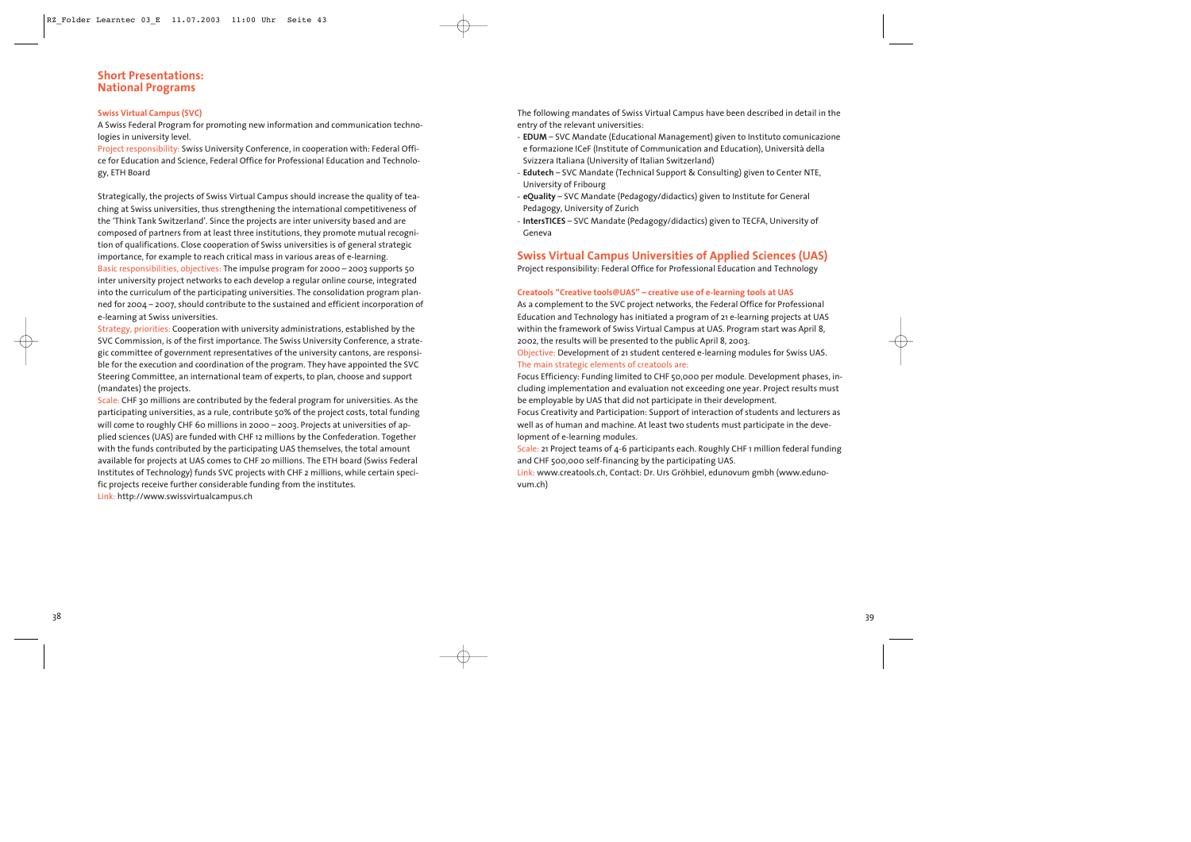## Short Presentations: National Programs

### Swiss Virtual Campus (SVC)

A Swiss Federal Program for promoting new information and communication technologies in university level.

Project responsibility: Swiss University Conference, in cooperation with: Federal Office for Education and Science, Federal Office for Professional Education and Technology, ETH Board

Strategically, the projects of Swiss Virtual Campus should increase the quality of teaching at Swiss universities, thus strengthening the international competitiveness of the 'Think Tank Switzerland'. Since the projects are inter university based and are composed of partners from at least three institutions, they promote mutual recognition of qualifications. Close cooperation of Swiss universities is of general strategic importance, for example to reach critical mass in various areas of e-learning.

Basic responsibilities, objectives: The impulse program for 2000 – 2003 supports 50 inter university project networks to each develop a regular online course, integrated into the curriculum of the participating universities. The consolidation program planned for 2004 – 2007, should contribute to the sustained and efficient incorporation of e-learning at Swiss universities.

Strategy, priorities: Cooperation with university administrations, established by the SVC Commission, is of the first importance. The Swiss University Conference, a strategic committee of government representatives of the university cantons, are responsible for the execution and coordination of the program. They have appointed the SVC Steering Committee, an international team of experts, to plan, choose and support (mandates) the projects.

Scale: CHF 30 millions are contributed by the federal program for universities. As the participating universities, as a rule, contribute 50% of the project costs, total funding will come to roughly CHF 60 millions in 2000 – 2003. Projects at universities of applied sciences (UAS) are funded with CHF 12 millions by the Confederation. Together with the funds contributed by the participating UAS themselves, the total amount available for projects at UAS comes to CHF 20 millions. The ETH board (Swiss Federal Institutes of Technology) funds SVC projects with CHF 2 millions, while certain specific projects receive further considerable funding from the institutes.

Link: http://www.swissvirtualcampus.ch

The following mandates of Swiss Virtual Campus have been described in detail in the entry of the relevant universities:

- **EDUM** – SVC Mandate (Educational Management) given to Instituto comunicazione e formazione ICeF (Institute of Communication and Education), Università della Svizzera Italiana (University of Italian Switzerland)
- **Edutech** – SVC Mandate (Technical Support & Consulting) given to Center NTE, University of Fribourg
- **eQuality** – SVC Mandate (Pedagogy/didactics) given to Institute for General Pedagogy, University of Zurich
- **IntersTICES** – SVC Mandate (Pedagogy/didactics) given to TECFA, University of Geneva

## Swiss Virtual Campus Universities of Applied Sciences (UAS)

Project responsibility: Federal Office for Professional Education and Technology

### Creatools "Creative tools@UAS" – creative use of e-learning tools at UAS

As a complement to the SVC project networks, the Federal Office for Professional Education and Technology has initiated a program of 21 e-learning projects at UAS within the framework of Swiss Virtual Campus at UAS. Program start was April 8, 2002, the results will be presented to the public April 8, 2003.

Objective: Development of 21 student centered e-learning modules for Swiss UAS.

The main strategic elements of creatools are:

Focus Efficiency: Funding limited to CHF 50,000 per module. Development phases, including implementation and evaluation not exceeding one year. Project results must be employable by UAS that did not participate in their development.

Focus Creativity and Participation: Support of interaction of students and lecturers as well as of human and machine. At least two students must participate in the development of e-learning modules.

Scale: 21 Project teams of 4-6 participants each. Roughly CHF 1 million federal funding and CHF 500,000 self-financing by the participating UAS.

Link: www.creatools.ch, Contact: Dr. Urs Gröhbiel, edunovum gmbh (www.edunovum.ch)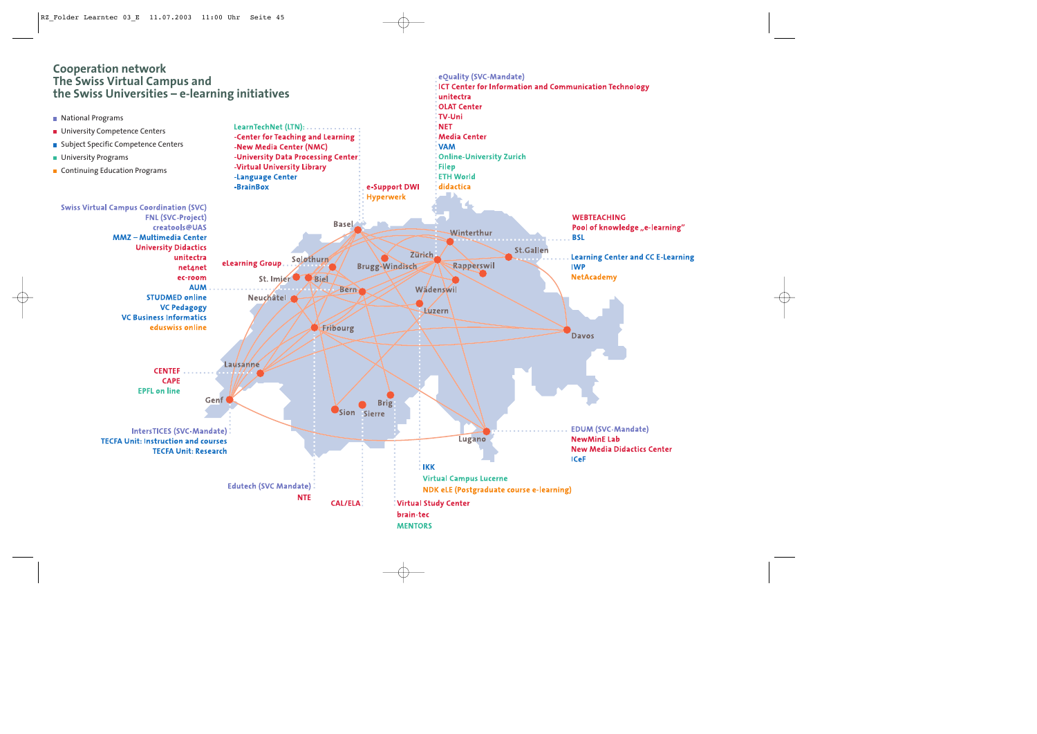# Cooperation network
## The Swiss Virtual Campus and the Swiss Universities – e-learning initiatives

- National Programs
- University Competence Centers
- Subject Specific Competence Centers
- University Programs
- Continuing Education Programs

**Basel**

LearnTechNet (LTN):
- -Center for Teaching and Learning
- -New Media Center (NMC)
- -University Data Processing Center
- -Virtual University Library
- -Language Center
- -BrainBox

**Brugg-Windisch**

e-Support DWI
Hyperwerk

**Zürich**

eQuality (SVC-Mandate)
ICT Center for Information and Communication Technology
unitectra
OLAT Center
TV-Uni
NET
Media Center
VAM
Online-University Zurich
Filep
ETH World
didactica

**Winterthur**

WEBTEACHING
Pool of knowledge „e-learning"
BSL

**St.Gallen**

Learning Center and CC E-Learning
IWP
NetAcademy

**Bern**

Swiss Virtual Campus Coordination (SVC)
FNL (SVC-Project)
creatools@UAS
MMZ – Multimedia Center
University Didactics
unitectra
net4net
ec-room
AUM
STUDMED online
VC Pedagogy
VC Business Informatics
eduswiss online

**Solothurn**

eLearning Group

**Lausanne**

CENTEF
CAPE
EPFL on line

**Genf**

InterTICES (SVC-Mandate)
TECFA Unit: Instruction and courses
TECFA Unit: Research

**Fribourg**

Edutech (SVC Mandate)
NTE

**Sion / Sierre**

CAL/ELA

**Brig**

Virtual Study Center
brain-tec
MENTORS

**Luzern**

IKK
Virtual Campus Lucerne
NDK eLE (Postgraduate course e-learning)

**Lugano**

EDUM (SVC-Mandate)
NewMinE Lab
New Media Didactics Center
ICeF

Other locations: St. Imier, Biel, Neuchâtel, Rapperswil, Wädenswil, Davos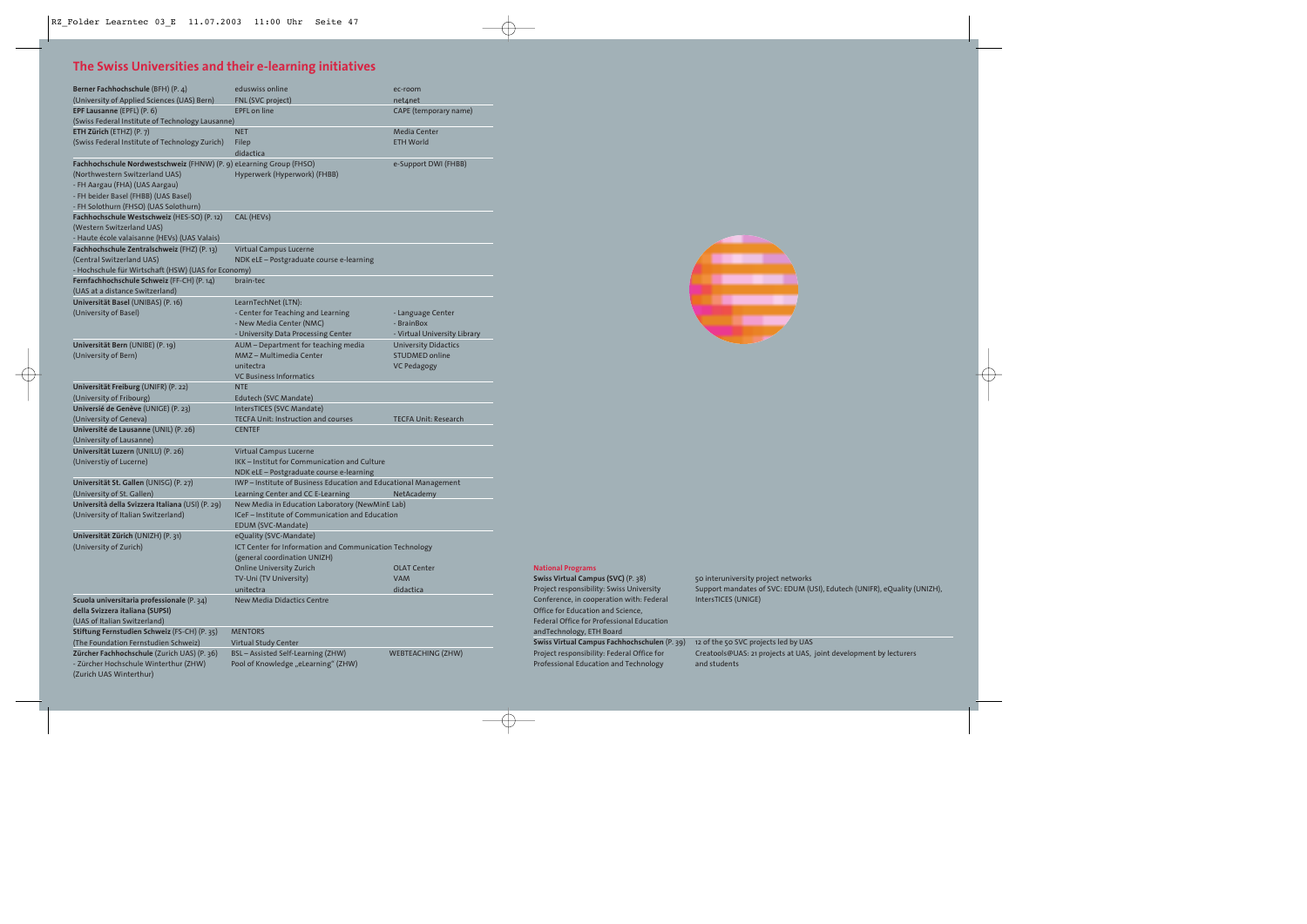# The Swiss Universities and their e-learning initiatives

| | | |
|---|---|---|
| **Berner Fachhochschule** (BFH) (P. 4) | eduswiss online | ec-room |
| (University of Applied Sciences (UAS) Bern) | FNL (SVC project) | net4net |
| **EPF Lausanne** (EPFL) (P. 6) | EPFL on line | CAPE (temporary name) |
| (Swiss Federal Institute of Technology Lausanne) | | |
| **ETH Zürich** (ETHZ) (P. 7) | NET | Media Center |
| (Swiss Federal Institute of Technology Zurich) | Filep | ETH World |
| | didactica | |
| **Fachhochschule Nordwestschweiz** (FHNW) (P. 9) | eLearning Group (FHSO) | e-Support DWI (FHBB) |
| (Northwestern Switzerland UAS) | Hyperwerk (Hyperwork) (FHBB) | |
| - FH Aargau (FHA) (UAS Aargau) | | |
| - FH beider Basel (FHBB) (UAS Basel) | | |
| - FH Solothurn (FHSO) (UAS Solothurn) | | |
| **Fachhochschule Westschweiz** (HES-SO) (P. 12) | CAL (HEVs) | |
| (Western Switzerland UAS) | | |
| - Haute école valaisanne (HEVs) (UAS Valais) | | |
| **Fachhochschule Zentralschweiz** (FHZ) (P. 13) | Virtual Campus Lucerne | |
| (Central Switzerland UAS) | NDK eLE – Postgraduate course e-learning | |
| - Hochschule für Wirtschaft (HSW) (UAS for Economy) | | |
| **Fernfachhochschule Schweiz** (FF-CH) (P. 14) | brain-tec | |
| (UAS at a distance Switzerland) | | |
| **Universität Basel** (UNIBAS) (P. 16) | LearnTechNet (LTN): | |
| (University of Basel) | - Center for Teaching and Learning | - Language Center |
| | - New Media Center (NMC) | - BrainBox |
| | - University Data Processing Center | - Virtual University Library |
| **Universität Bern** (UNIBE) (P. 19) | AUM – Department for teaching media | University Didactics |
| (University of Bern) | MMZ – Multimedia Center | STUDMED online |
| | unitectra | VC Pedagogy |
| | VC Business Informatics | |
| **Universität Freiburg** (UNIFR) (P. 22) | NTE | |
| (University of Fribourg) | Edutech (SVC Mandate) | |
| **Universié de Genève** (UNIGE) (P. 23) | IntersTICES (SVC Mandate) | |
| (University of Geneva) | TECFA Unit: Instruction and courses | TECFA Unit: Research |
| **Université de Lausanne** (UNIL) (P. 26) | CENTEF | |
| (University of Lausanne) | | |
| **Universität Luzern** (UNILU) (P. 26) | Virtual Campus Lucerne | |
| (Universtiy of Lucerne) | IKK – Institut for Communication and Culture | |
| | NDK eLE – Postgraduate course e-learning | |
| **Universität St. Gallen** (UNISG) (P. 27) | IWP – Institute of Business Education and Educational Management | |
| (University of St. Gallen) | Learning Center and CC E-Learning | NetAcademy |
| **Università della Svizzera Italiana** (USI) (P. 29) | New Media in Education Laboratory (NewMinE Lab) | |
| (University of Italian Switzerland) | ICeF – Institute of Communication and Education | |
| | EDUM (SVC-Mandate) | |
| **Universität Zürich** (UNIZH) (P. 31) | eQuality (SVC-Mandate) | |
| (University of Zurich) | ICT Center for Information and Communication Technology | |
| | (general coordination UNIZH) | |
| | Online University Zurich | OLAT Center |
| | TV-Uni (TV University) | VAM |
| | unitectra | didactica |
| **Scuola universitaria professionale** (P. 34) | New Media Didactics Centre | |
| **della Svizzera italiana (SUPSI)** | | |
| (UAS of Italian Switzerland) | | |
| **Stiftung Fernstudien Schweiz** (FS-CH) (P. 35) | MENTORS | |
| (The Foundation Fernstudien Schweiz) | Virtual Study Center | |
| **Zürcher Fachhochschule** (Zurich UAS) (P. 36) | BSL – Assisted Self-Learning (ZHW) | WEBTEACHING (ZHW) |
| - Zürcher Hochschule Winterthur (ZHW) | Pool of Knowledge „eLearning" (ZHW) | |
| (Zurich UAS Winterthur) | | |

## National Programs

| | |
|---|---|
| **Swiss Virtual Campus (SVC)** (P. 38) Project responsibility: Swiss University Conference, in cooperation with: Federal Office for Education and Science, Federal Office for Professional Education andTechnology, ETH Board | 50 interuniversity project networks Support mandates of SVC: EDUM (USI), Edutech (UNIFR), eQuality (UNIZH), IntersTICES (UNIGE) |
| **Swiss Virtual Campus Fachhochschulen** (P. 39) Project responsibility: Federal Office for Professional Education and Technology | 12 of the 50 SVC projects led by UAS Creatools@UAS: 21 projects at UAS, joint development by lecturers and students |